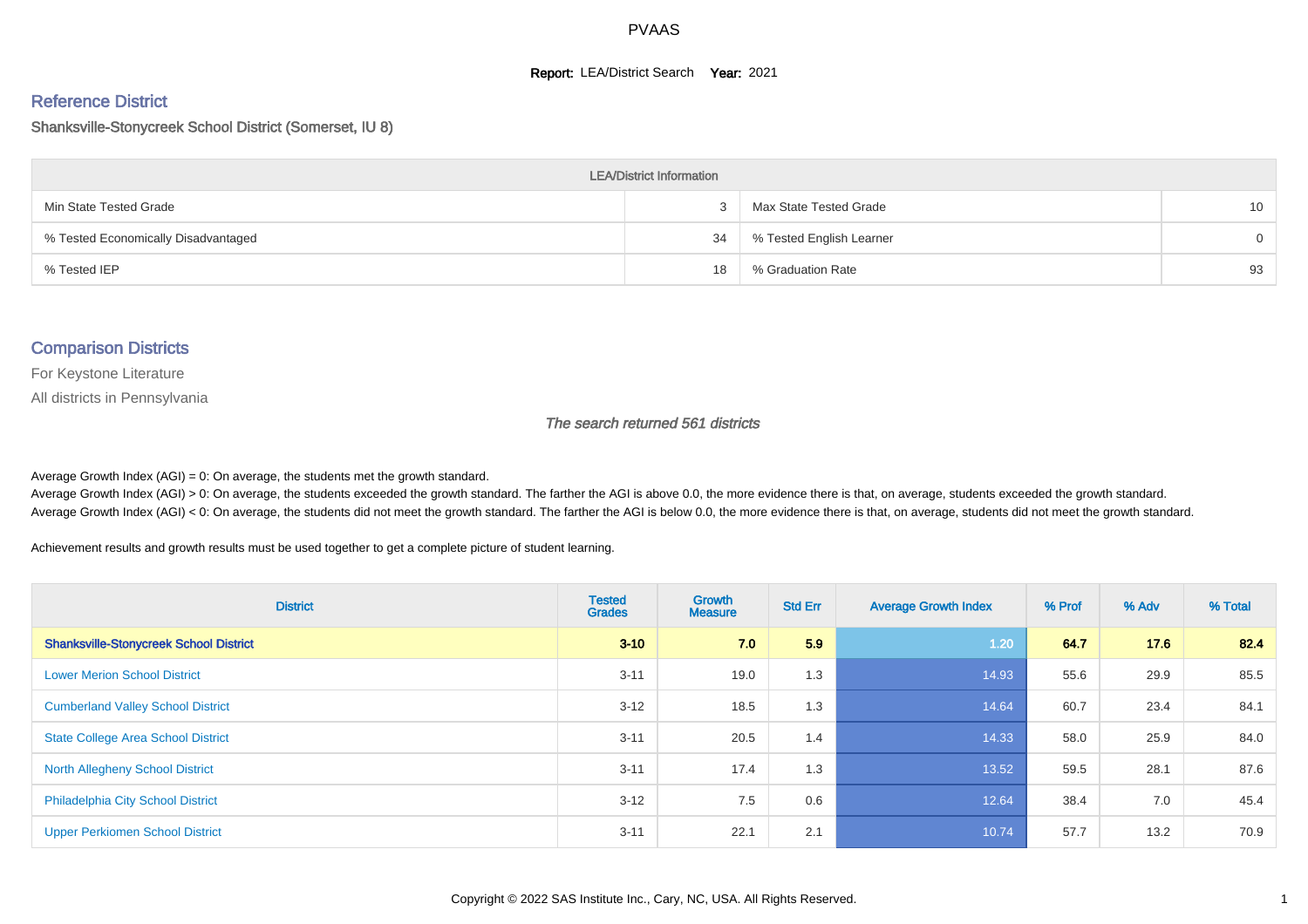# PVAAS

**Report:** LEA/District Search **Year:** 2021

## Reference District

Shanksville-Stonycreek School District (Somerset, IU 8)

| LEA/District Information | | | |
|---|---|---|---|
| Min State Tested Grade | 3 | Max State Tested Grade | 10 |
| % Tested Economically Disadvantaged | 34 | % Tested English Learner | 0 |
| % Tested IEP | 18 | % Graduation Rate | 93 |

## Comparison Districts

For Keystone Literature

All districts in Pennsylvania

*The search returned 561 districts*

Average Growth Index (AGI) = 0: On average, the students met the growth standard.
Average Growth Index (AGI) > 0: On average, the students exceeded the growth standard. The farther the AGI is above 0.0, the more evidence there is that, on average, students exceeded the growth standard.
Average Growth Index (AGI) < 0: On average, the students did not meet the growth standard. The farther the AGI is below 0.0, the more evidence there is that, on average, students did not meet the growth standard.

Achievement results and growth results must be used together to get a complete picture of student learning.

| District | Tested Grades | Growth Measure | Std Err | Average Growth Index | % Prof | % Adv | % Total |
|---|---|---|---|---|---|---|---|
| **Shanksville-Stonycreek School District** | **3-10** | **7.0** | **5.9** | 1.20 | **64.7** | **17.6** | **82.4** |
| Lower Merion School District | 3-11 | 19.0 | 1.3 | 14.93 | 55.6 | 29.9 | 85.5 |
| Cumberland Valley School District | 3-12 | 18.5 | 1.3 | 14.64 | 60.7 | 23.4 | 84.1 |
| State College Area School District | 3-11 | 20.5 | 1.4 | 14.33 | 58.0 | 25.9 | 84.0 |
| North Allegheny School District | 3-11 | 17.4 | 1.3 | 13.52 | 59.5 | 28.1 | 87.6 |
| Philadelphia City School District | 3-12 | 7.5 | 0.6 | 12.64 | 38.4 | 7.0 | 45.4 |
| Upper Perkiomen School District | 3-11 | 22.1 | 2.1 | 10.74 | 57.7 | 13.2 | 70.9 |

Copyright © 2022 SAS Institute Inc., Cary, NC, USA. All Rights Reserved.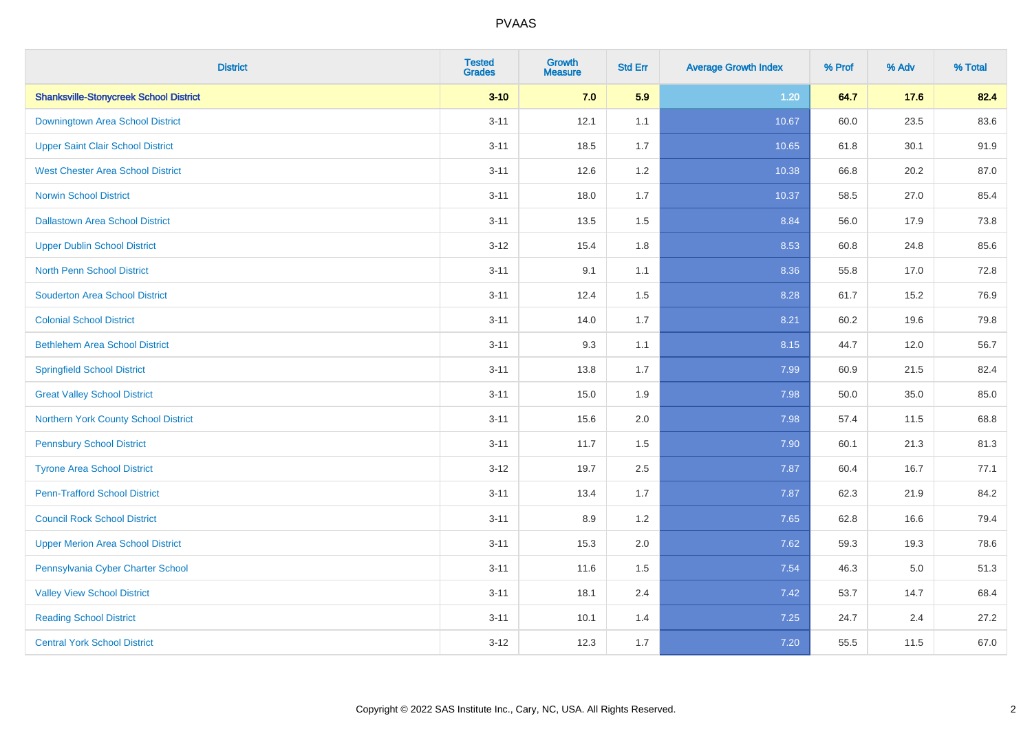# PVAAS

| District | Tested Grades | Growth Measure | Std Err | Average Growth Index | % Prof | % Adv | % Total |
|---|---|---|---|---|---|---|---|
| **Shanksville-Stonycreek School District** | **3-10** | **7.0** | **5.9** | **1.20** | **64.7** | **17.6** | **82.4** |
| Downingtown Area School District | 3-11 | 12.1 | 1.1 | 10.67 | 60.0 | 23.5 | 83.6 |
| Upper Saint Clair School District | 3-11 | 18.5 | 1.7 | 10.65 | 61.8 | 30.1 | 91.9 |
| West Chester Area School District | 3-11 | 12.6 | 1.2 | 10.38 | 66.8 | 20.2 | 87.0 |
| Norwin School District | 3-11 | 18.0 | 1.7 | 10.37 | 58.5 | 27.0 | 85.4 |
| Dallastown Area School District | 3-11 | 13.5 | 1.5 | 8.84 | 56.0 | 17.9 | 73.8 |
| Upper Dublin School District | 3-12 | 15.4 | 1.8 | 8.53 | 60.8 | 24.8 | 85.6 |
| North Penn School District | 3-11 | 9.1 | 1.1 | 8.36 | 55.8 | 17.0 | 72.8 |
| Souderton Area School District | 3-11 | 12.4 | 1.5 | 8.28 | 61.7 | 15.2 | 76.9 |
| Colonial School District | 3-11 | 14.0 | 1.7 | 8.21 | 60.2 | 19.6 | 79.8 |
| Bethlehem Area School District | 3-11 | 9.3 | 1.1 | 8.15 | 44.7 | 12.0 | 56.7 |
| Springfield School District | 3-11 | 13.8 | 1.7 | 7.99 | 60.9 | 21.5 | 82.4 |
| Great Valley School District | 3-11 | 15.0 | 1.9 | 7.98 | 50.0 | 35.0 | 85.0 |
| Northern York County School District | 3-11 | 15.6 | 2.0 | 7.98 | 57.4 | 11.5 | 68.8 |
| Pennsbury School District | 3-11 | 11.7 | 1.5 | 7.90 | 60.1 | 21.3 | 81.3 |
| Tyrone Area School District | 3-12 | 19.7 | 2.5 | 7.87 | 60.4 | 16.7 | 77.1 |
| Penn-Trafford School District | 3-11 | 13.4 | 1.7 | 7.87 | 62.3 | 21.9 | 84.2 |
| Council Rock School District | 3-11 | 8.9 | 1.2 | 7.65 | 62.8 | 16.6 | 79.4 |
| Upper Merion Area School District | 3-11 | 15.3 | 2.0 | 7.62 | 59.3 | 19.3 | 78.6 |
| Pennsylvania Cyber Charter School | 3-11 | 11.6 | 1.5 | 7.54 | 46.3 | 5.0 | 51.3 |
| Valley View School District | 3-11 | 18.1 | 2.4 | 7.42 | 53.7 | 14.7 | 68.4 |
| Reading School District | 3-11 | 10.1 | 1.4 | 7.25 | 24.7 | 2.4 | 27.2 |
| Central York School District | 3-12 | 12.3 | 1.7 | 7.20 | 55.5 | 11.5 | 67.0 |

Copyright © 2022 SAS Institute Inc., Cary, NC, USA. All Rights Reserved.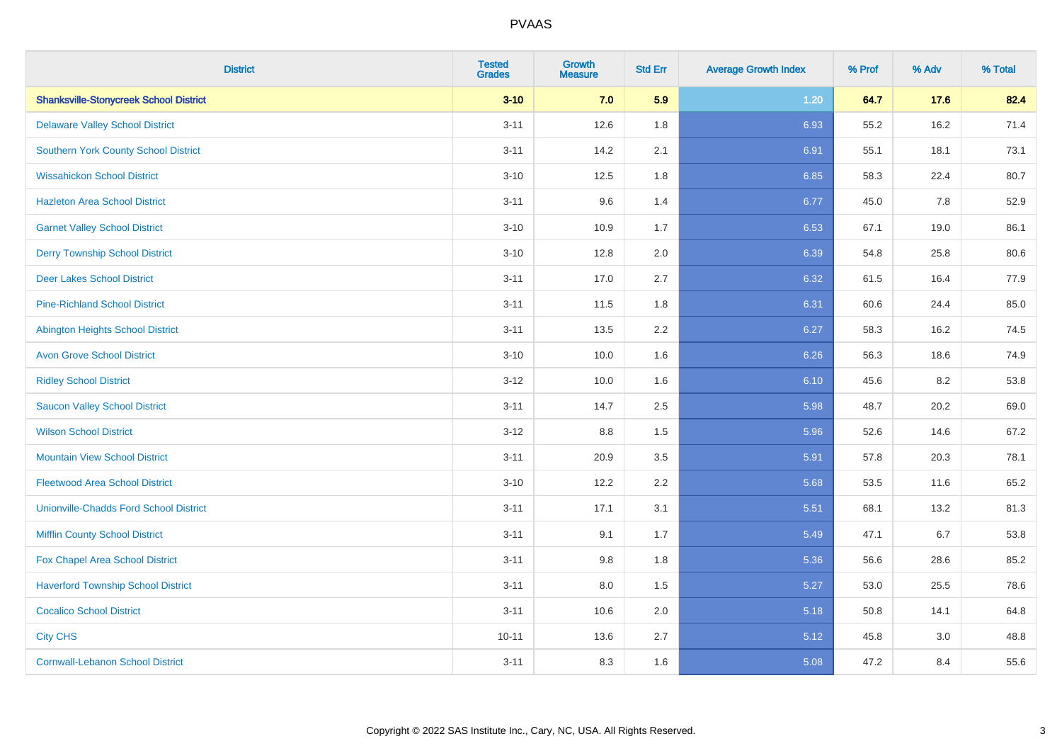| District | Tested Grades | Growth Measure | Std Err | Average Growth Index | % Prof | % Adv | % Total |
|---|---|---|---|---|---|---|---|
| **Shanksville-Stonycreek School District** | **3-10** | **7.0** | **5.9** | **1.20** | **64.7** | **17.6** | **82.4** |
| Delaware Valley School District | 3-11 | 12.6 | 1.8 | 6.93 | 55.2 | 16.2 | 71.4 |
| Southern York County School District | 3-11 | 14.2 | 2.1 | 6.91 | 55.1 | 18.1 | 73.1 |
| Wissahickon School District | 3-10 | 12.5 | 1.8 | 6.85 | 58.3 | 22.4 | 80.7 |
| Hazleton Area School District | 3-11 | 9.6 | 1.4 | 6.77 | 45.0 | 7.8 | 52.9 |
| Garnet Valley School District | 3-10 | 10.9 | 1.7 | 6.53 | 67.1 | 19.0 | 86.1 |
| Derry Township School District | 3-10 | 12.8 | 2.0 | 6.39 | 54.8 | 25.8 | 80.6 |
| Deer Lakes School District | 3-11 | 17.0 | 2.7 | 6.32 | 61.5 | 16.4 | 77.9 |
| Pine-Richland School District | 3-11 | 11.5 | 1.8 | 6.31 | 60.6 | 24.4 | 85.0 |
| Abington Heights School District | 3-11 | 13.5 | 2.2 | 6.27 | 58.3 | 16.2 | 74.5 |
| Avon Grove School District | 3-10 | 10.0 | 1.6 | 6.26 | 56.3 | 18.6 | 74.9 |
| Ridley School District | 3-12 | 10.0 | 1.6 | 6.10 | 45.6 | 8.2 | 53.8 |
| Saucon Valley School District | 3-11 | 14.7 | 2.5 | 5.98 | 48.7 | 20.2 | 69.0 |
| Wilson School District | 3-12 | 8.8 | 1.5 | 5.96 | 52.6 | 14.6 | 67.2 |
| Mountain View School District | 3-11 | 20.9 | 3.5 | 5.91 | 57.8 | 20.3 | 78.1 |
| Fleetwood Area School District | 3-10 | 12.2 | 2.2 | 5.68 | 53.5 | 11.6 | 65.2 |
| Unionville-Chadds Ford School District | 3-11 | 17.1 | 3.1 | 5.51 | 68.1 | 13.2 | 81.3 |
| Mifflin County School District | 3-11 | 9.1 | 1.7 | 5.49 | 47.1 | 6.7 | 53.8 |
| Fox Chapel Area School District | 3-11 | 9.8 | 1.8 | 5.36 | 56.6 | 28.6 | 85.2 |
| Haverford Township School District | 3-11 | 8.0 | 1.5 | 5.27 | 53.0 | 25.5 | 78.6 |
| Cocalico School District | 3-11 | 10.6 | 2.0 | 5.18 | 50.8 | 14.1 | 64.8 |
| City CHS | 10-11 | 13.6 | 2.7 | 5.12 | 45.8 | 3.0 | 48.8 |
| Cornwall-Lebanon School District | 3-11 | 8.3 | 1.6 | 5.08 | 47.2 | 8.4 | 55.6 |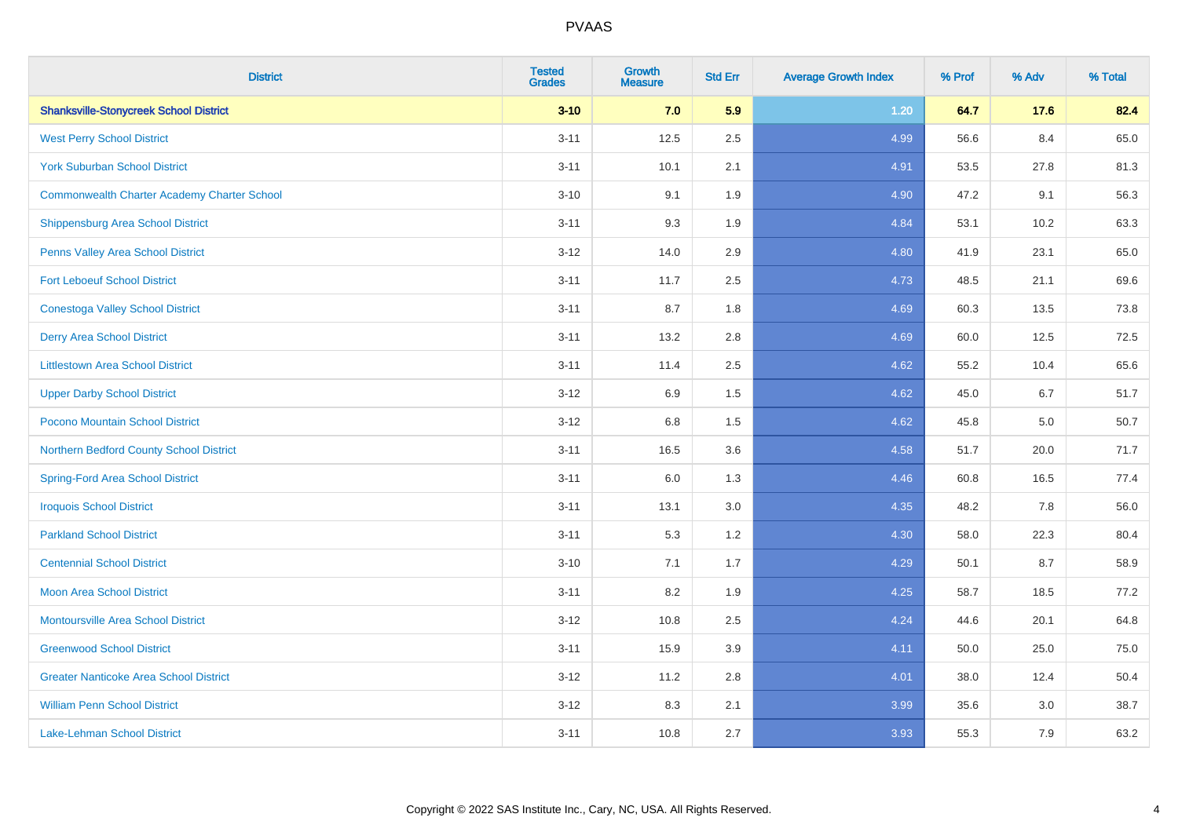# PVAAS

| District | Tested Grades | Growth Measure | Std Err | Average Growth Index | % Prof | % Adv | % Total |
|---|---|---|---|---|---|---|---|
| **Shanksville-Stonycreek School District** | **3-10** | **7.0** | **5.9** | **1.20** | **64.7** | **17.6** | **82.4** |
| West Perry School District | 3-11 | 12.5 | 2.5 | 4.99 | 56.6 | 8.4 | 65.0 |
| York Suburban School District | 3-11 | 10.1 | 2.1 | 4.91 | 53.5 | 27.8 | 81.3 |
| Commonwealth Charter Academy Charter School | 3-10 | 9.1 | 1.9 | 4.90 | 47.2 | 9.1 | 56.3 |
| Shippensburg Area School District | 3-11 | 9.3 | 1.9 | 4.84 | 53.1 | 10.2 | 63.3 |
| Penns Valley Area School District | 3-12 | 14.0 | 2.9 | 4.80 | 41.9 | 23.1 | 65.0 |
| Fort Leboeuf School District | 3-11 | 11.7 | 2.5 | 4.73 | 48.5 | 21.1 | 69.6 |
| Conestoga Valley School District | 3-11 | 8.7 | 1.8 | 4.69 | 60.3 | 13.5 | 73.8 |
| Derry Area School District | 3-11 | 13.2 | 2.8 | 4.69 | 60.0 | 12.5 | 72.5 |
| Littlestown Area School District | 3-11 | 11.4 | 2.5 | 4.62 | 55.2 | 10.4 | 65.6 |
| Upper Darby School District | 3-12 | 6.9 | 1.5 | 4.62 | 45.0 | 6.7 | 51.7 |
| Pocono Mountain School District | 3-12 | 6.8 | 1.5 | 4.62 | 45.8 | 5.0 | 50.7 |
| Northern Bedford County School District | 3-11 | 16.5 | 3.6 | 4.58 | 51.7 | 20.0 | 71.7 |
| Spring-Ford Area School District | 3-11 | 6.0 | 1.3 | 4.46 | 60.8 | 16.5 | 77.4 |
| Iroquois School District | 3-11 | 13.1 | 3.0 | 4.35 | 48.2 | 7.8 | 56.0 |
| Parkland School District | 3-11 | 5.3 | 1.2 | 4.30 | 58.0 | 22.3 | 80.4 |
| Centennial School District | 3-10 | 7.1 | 1.7 | 4.29 | 50.1 | 8.7 | 58.9 |
| Moon Area School District | 3-11 | 8.2 | 1.9 | 4.25 | 58.7 | 18.5 | 77.2 |
| Montoursville Area School District | 3-12 | 10.8 | 2.5 | 4.24 | 44.6 | 20.1 | 64.8 |
| Greenwood School District | 3-11 | 15.9 | 3.9 | 4.11 | 50.0 | 25.0 | 75.0 |
| Greater Nanticoke Area School District | 3-12 | 11.2 | 2.8 | 4.01 | 38.0 | 12.4 | 50.4 |
| William Penn School District | 3-12 | 8.3 | 2.1 | 3.99 | 35.6 | 3.0 | 38.7 |
| Lake-Lehman School District | 3-11 | 10.8 | 2.7 | 3.93 | 55.3 | 7.9 | 63.2 |

Copyright © 2022 SAS Institute Inc., Cary, NC, USA. All Rights Reserved.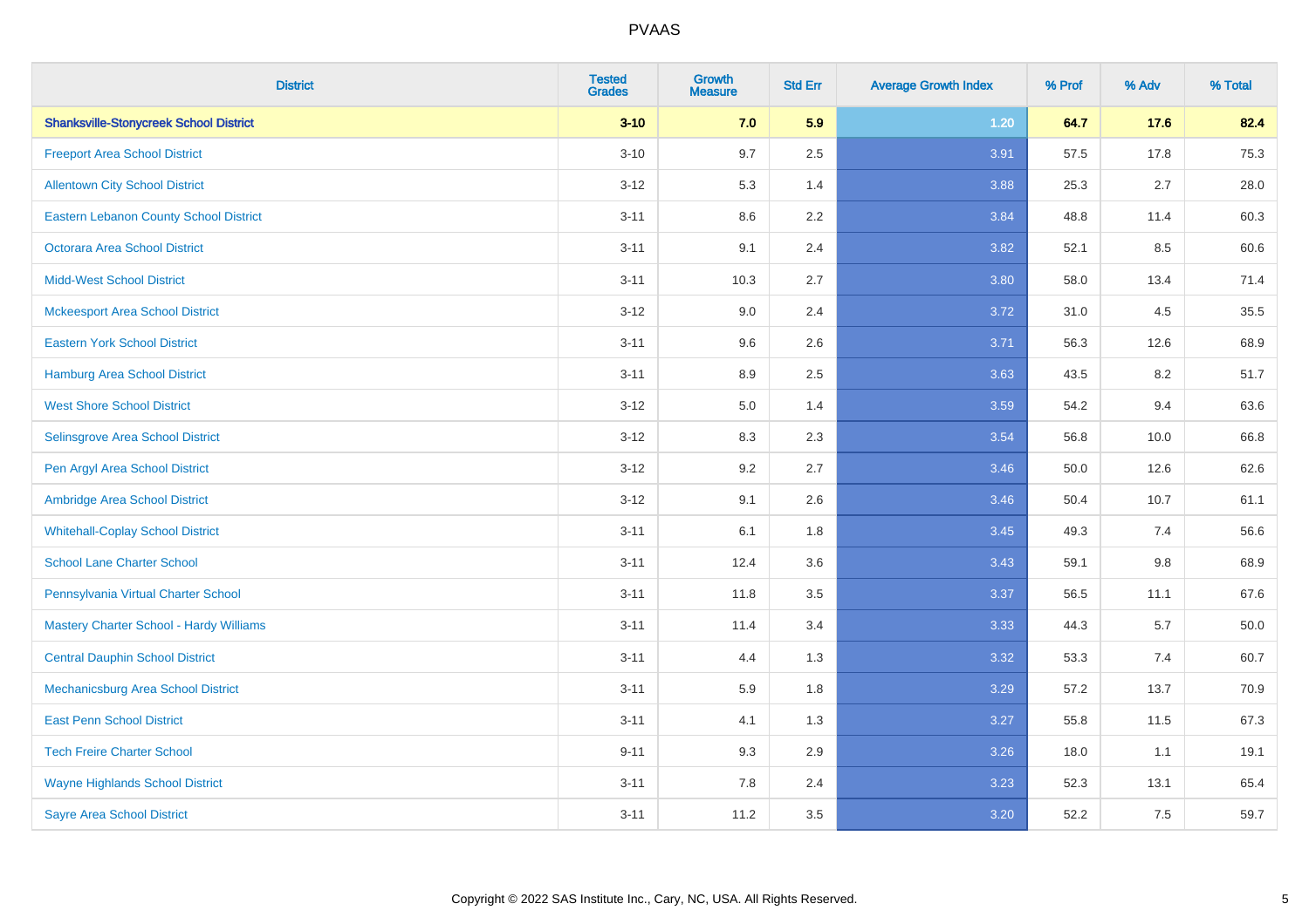| District | Tested Grades | Growth Measure | Std Err | Average Growth Index | % Prof | % Adv | % Total |
|---|---|---|---|---|---|---|---|
| **Shanksville-Stonycreek School District** | **3-10** | **7.0** | **5.9** | **1.20** | **64.7** | **17.6** | **82.4** |
| Freeport Area School District | 3-10 | 9.7 | 2.5 | 3.91 | 57.5 | 17.8 | 75.3 |
| Allentown City School District | 3-12 | 5.3 | 1.4 | 3.88 | 25.3 | 2.7 | 28.0 |
| Eastern Lebanon County School District | 3-11 | 8.6 | 2.2 | 3.84 | 48.8 | 11.4 | 60.3 |
| Octorara Area School District | 3-11 | 9.1 | 2.4 | 3.82 | 52.1 | 8.5 | 60.6 |
| Midd-West School District | 3-11 | 10.3 | 2.7 | 3.80 | 58.0 | 13.4 | 71.4 |
| Mckeesport Area School District | 3-12 | 9.0 | 2.4 | 3.72 | 31.0 | 4.5 | 35.5 |
| Eastern York School District | 3-11 | 9.6 | 2.6 | 3.71 | 56.3 | 12.6 | 68.9 |
| Hamburg Area School District | 3-11 | 8.9 | 2.5 | 3.63 | 43.5 | 8.2 | 51.7 |
| West Shore School District | 3-12 | 5.0 | 1.4 | 3.59 | 54.2 | 9.4 | 63.6 |
| Selinsgrove Area School District | 3-12 | 8.3 | 2.3 | 3.54 | 56.8 | 10.0 | 66.8 |
| Pen Argyl Area School District | 3-12 | 9.2 | 2.7 | 3.46 | 50.0 | 12.6 | 62.6 |
| Ambridge Area School District | 3-12 | 9.1 | 2.6 | 3.46 | 50.4 | 10.7 | 61.1 |
| Whitehall-Coplay School District | 3-11 | 6.1 | 1.8 | 3.45 | 49.3 | 7.4 | 56.6 |
| School Lane Charter School | 3-11 | 12.4 | 3.6 | 3.43 | 59.1 | 9.8 | 68.9 |
| Pennsylvania Virtual Charter School | 3-11 | 11.8 | 3.5 | 3.37 | 56.5 | 11.1 | 67.6 |
| Mastery Charter School - Hardy Williams | 3-11 | 11.4 | 3.4 | 3.33 | 44.3 | 5.7 | 50.0 |
| Central Dauphin School District | 3-11 | 4.4 | 1.3 | 3.32 | 53.3 | 7.4 | 60.7 |
| Mechanicsburg Area School District | 3-11 | 5.9 | 1.8 | 3.29 | 57.2 | 13.7 | 70.9 |
| East Penn School District | 3-11 | 4.1 | 1.3 | 3.27 | 55.8 | 11.5 | 67.3 |
| Tech Freire Charter School | 9-11 | 9.3 | 2.9 | 3.26 | 18.0 | 1.1 | 19.1 |
| Wayne Highlands School District | 3-11 | 7.8 | 2.4 | 3.23 | 52.3 | 13.1 | 65.4 |
| Sayre Area School District | 3-11 | 11.2 | 3.5 | 3.20 | 52.2 | 7.5 | 59.7 |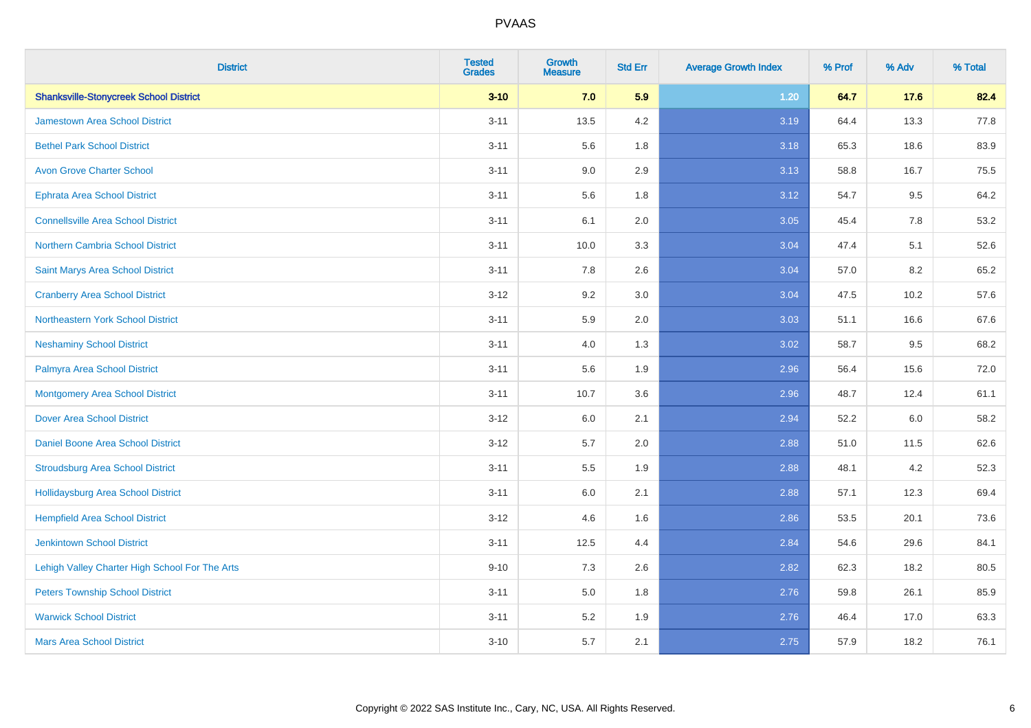PVAAS

| District | Tested Grades | Growth Measure | Std Err | Average Growth Index | % Prof | % Adv | % Total |
|---|---|---|---|---|---|---|---|
| **Shanksville-Stonycreek School District** | **3-10** | **7.0** | **5.9** | **1.20** | **64.7** | **17.6** | **82.4** |
| Jamestown Area School District | 3-11 | 13.5 | 4.2 | 3.19 | 64.4 | 13.3 | 77.8 |
| Bethel Park School District | 3-11 | 5.6 | 1.8 | 3.18 | 65.3 | 18.6 | 83.9 |
| Avon Grove Charter School | 3-11 | 9.0 | 2.9 | 3.13 | 58.8 | 16.7 | 75.5 |
| Ephrata Area School District | 3-11 | 5.6 | 1.8 | 3.12 | 54.7 | 9.5 | 64.2 |
| Connellsville Area School District | 3-11 | 6.1 | 2.0 | 3.05 | 45.4 | 7.8 | 53.2 |
| Northern Cambria School District | 3-11 | 10.0 | 3.3 | 3.04 | 47.4 | 5.1 | 52.6 |
| Saint Marys Area School District | 3-11 | 7.8 | 2.6 | 3.04 | 57.0 | 8.2 | 65.2 |
| Cranberry Area School District | 3-12 | 9.2 | 3.0 | 3.04 | 47.5 | 10.2 | 57.6 |
| Northeastern York School District | 3-11 | 5.9 | 2.0 | 3.03 | 51.1 | 16.6 | 67.6 |
| Neshaminy School District | 3-11 | 4.0 | 1.3 | 3.02 | 58.7 | 9.5 | 68.2 |
| Palmyra Area School District | 3-11 | 5.6 | 1.9 | 2.96 | 56.4 | 15.6 | 72.0 |
| Montgomery Area School District | 3-11 | 10.7 | 3.6 | 2.96 | 48.7 | 12.4 | 61.1 |
| Dover Area School District | 3-12 | 6.0 | 2.1 | 2.94 | 52.2 | 6.0 | 58.2 |
| Daniel Boone Area School District | 3-12 | 5.7 | 2.0 | 2.88 | 51.0 | 11.5 | 62.6 |
| Stroudsburg Area School District | 3-11 | 5.5 | 1.9 | 2.88 | 48.1 | 4.2 | 52.3 |
| Hollidaysburg Area School District | 3-11 | 6.0 | 2.1 | 2.88 | 57.1 | 12.3 | 69.4 |
| Hempfield Area School District | 3-12 | 4.6 | 1.6 | 2.86 | 53.5 | 20.1 | 73.6 |
| Jenkintown School District | 3-11 | 12.5 | 4.4 | 2.84 | 54.6 | 29.6 | 84.1 |
| Lehigh Valley Charter High School For The Arts | 9-10 | 7.3 | 2.6 | 2.82 | 62.3 | 18.2 | 80.5 |
| Peters Township School District | 3-11 | 5.0 | 1.8 | 2.76 | 59.8 | 26.1 | 85.9 |
| Warwick School District | 3-11 | 5.2 | 1.9 | 2.76 | 46.4 | 17.0 | 63.3 |
| Mars Area School District | 3-10 | 5.7 | 2.1 | 2.75 | 57.9 | 18.2 | 76.1 |

Copyright © 2022 SAS Institute Inc., Cary, NC, USA. All Rights Reserved.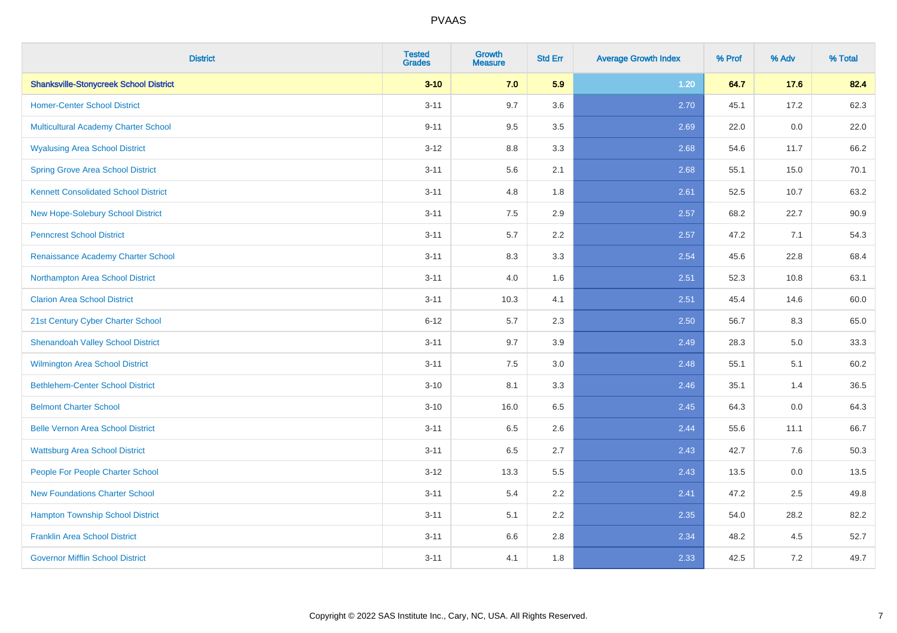PVAAS

| District | Tested Grades | Growth Measure | Std Err | Average Growth Index | % Prof | % Adv | % Total |
|---|---|---|---|---|---|---|---|
| **Shanksville-Stonycreek School District** | **3-10** | **7.0** | **5.9** | **1.20** | **64.7** | **17.6** | **82.4** |
| Homer-Center School District | 3-11 | 9.7 | 3.6 | 2.70 | 45.1 | 17.2 | 62.3 |
| Multicultural Academy Charter School | 9-11 | 9.5 | 3.5 | 2.69 | 22.0 | 0.0 | 22.0 |
| Wyalusing Area School District | 3-12 | 8.8 | 3.3 | 2.68 | 54.6 | 11.7 | 66.2 |
| Spring Grove Area School District | 3-11 | 5.6 | 2.1 | 2.68 | 55.1 | 15.0 | 70.1 |
| Kennett Consolidated School District | 3-11 | 4.8 | 1.8 | 2.61 | 52.5 | 10.7 | 63.2 |
| New Hope-Solebury School District | 3-11 | 7.5 | 2.9 | 2.57 | 68.2 | 22.7 | 90.9 |
| Penncrest School District | 3-11 | 5.7 | 2.2 | 2.57 | 47.2 | 7.1 | 54.3 |
| Renaissance Academy Charter School | 3-11 | 8.3 | 3.3 | 2.54 | 45.6 | 22.8 | 68.4 |
| Northampton Area School District | 3-11 | 4.0 | 1.6 | 2.51 | 52.3 | 10.8 | 63.1 |
| Clarion Area School District | 3-11 | 10.3 | 4.1 | 2.51 | 45.4 | 14.6 | 60.0 |
| 21st Century Cyber Charter School | 6-12 | 5.7 | 2.3 | 2.50 | 56.7 | 8.3 | 65.0 |
| Shenandoah Valley School District | 3-11 | 9.7 | 3.9 | 2.49 | 28.3 | 5.0 | 33.3 |
| Wilmington Area School District | 3-11 | 7.5 | 3.0 | 2.48 | 55.1 | 5.1 | 60.2 |
| Bethlehem-Center School District | 3-10 | 8.1 | 3.3 | 2.46 | 35.1 | 1.4 | 36.5 |
| Belmont Charter School | 3-10 | 16.0 | 6.5 | 2.45 | 64.3 | 0.0 | 64.3 |
| Belle Vernon Area School District | 3-11 | 6.5 | 2.6 | 2.44 | 55.6 | 11.1 | 66.7 |
| Wattsburg Area School District | 3-11 | 6.5 | 2.7 | 2.43 | 42.7 | 7.6 | 50.3 |
| People For People Charter School | 3-12 | 13.3 | 5.5 | 2.43 | 13.5 | 0.0 | 13.5 |
| New Foundations Charter School | 3-11 | 5.4 | 2.2 | 2.41 | 47.2 | 2.5 | 49.8 |
| Hampton Township School District | 3-11 | 5.1 | 2.2 | 2.35 | 54.0 | 28.2 | 82.2 |
| Franklin Area School District | 3-11 | 6.6 | 2.8 | 2.34 | 48.2 | 4.5 | 52.7 |
| Governor Mifflin School District | 3-11 | 4.1 | 1.8 | 2.33 | 42.5 | 7.2 | 49.7 |

Copyright © 2022 SAS Institute Inc., Cary, NC, USA. All Rights Reserved.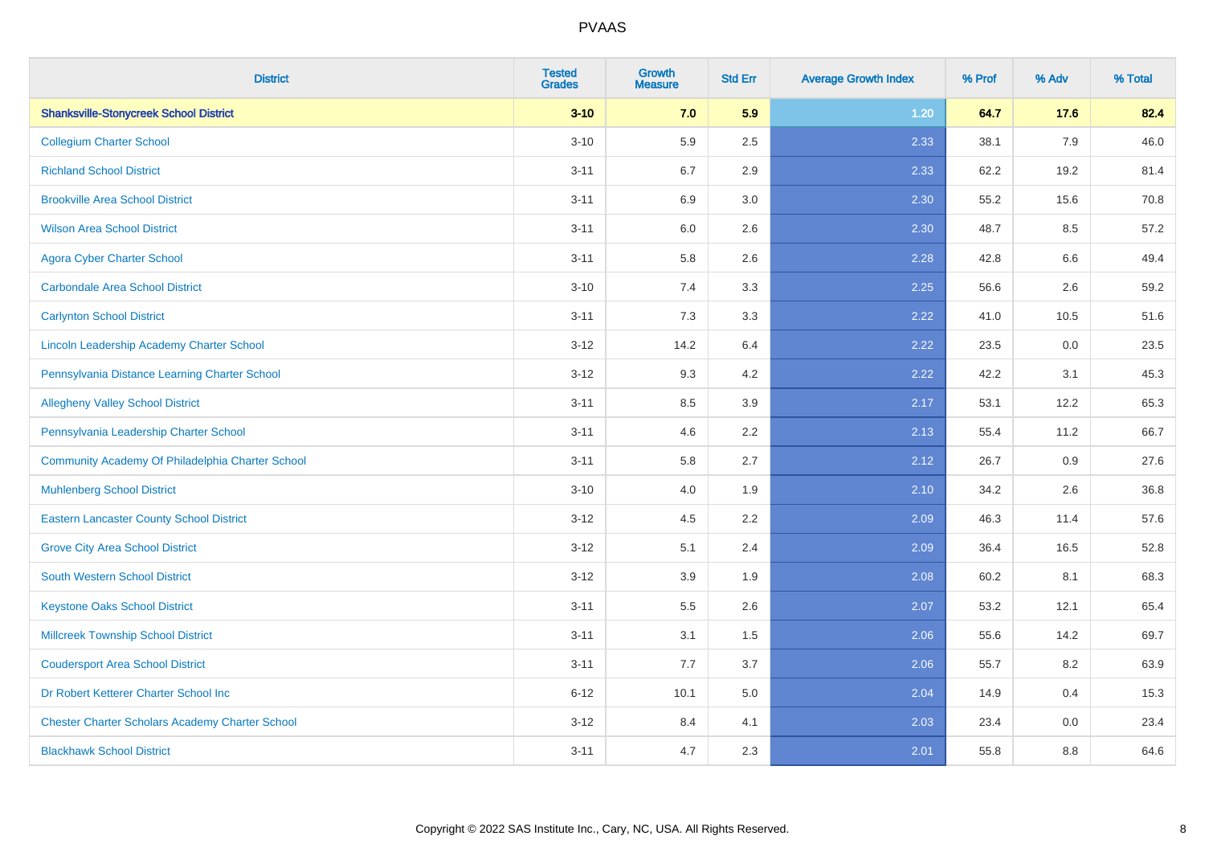| District | Tested Grades | Growth Measure | Std Err | Average Growth Index | % Prof | % Adv | % Total |
|---|---|---|---|---|---|---|---|
| **Shanksville-Stonycreek School District** | **3-10** | **7.0** | **5.9** | **1.20** | **64.7** | **17.6** | **82.4** |
| Collegium Charter School | 3-10 | 5.9 | 2.5 | 2.33 | 38.1 | 7.9 | 46.0 |
| Richland School District | 3-11 | 6.7 | 2.9 | 2.33 | 62.2 | 19.2 | 81.4 |
| Brookville Area School District | 3-11 | 6.9 | 3.0 | 2.30 | 55.2 | 15.6 | 70.8 |
| Wilson Area School District | 3-11 | 6.0 | 2.6 | 2.30 | 48.7 | 8.5 | 57.2 |
| Agora Cyber Charter School | 3-11 | 5.8 | 2.6 | 2.28 | 42.8 | 6.6 | 49.4 |
| Carbondale Area School District | 3-10 | 7.4 | 3.3 | 2.25 | 56.6 | 2.6 | 59.2 |
| Carlynton School District | 3-11 | 7.3 | 3.3 | 2.22 | 41.0 | 10.5 | 51.6 |
| Lincoln Leadership Academy Charter School | 3-12 | 14.2 | 6.4 | 2.22 | 23.5 | 0.0 | 23.5 |
| Pennsylvania Distance Learning Charter School | 3-12 | 9.3 | 4.2 | 2.22 | 42.2 | 3.1 | 45.3 |
| Allegheny Valley School District | 3-11 | 8.5 | 3.9 | 2.17 | 53.1 | 12.2 | 65.3 |
| Pennsylvania Leadership Charter School | 3-11 | 4.6 | 2.2 | 2.13 | 55.4 | 11.2 | 66.7 |
| Community Academy Of Philadelphia Charter School | 3-11 | 5.8 | 2.7 | 2.12 | 26.7 | 0.9 | 27.6 |
| Muhlenberg School District | 3-10 | 4.0 | 1.9 | 2.10 | 34.2 | 2.6 | 36.8 |
| Eastern Lancaster County School District | 3-12 | 4.5 | 2.2 | 2.09 | 46.3 | 11.4 | 57.6 |
| Grove City Area School District | 3-12 | 5.1 | 2.4 | 2.09 | 36.4 | 16.5 | 52.8 |
| South Western School District | 3-12 | 3.9 | 1.9 | 2.08 | 60.2 | 8.1 | 68.3 |
| Keystone Oaks School District | 3-11 | 5.5 | 2.6 | 2.07 | 53.2 | 12.1 | 65.4 |
| Millcreek Township School District | 3-11 | 3.1 | 1.5 | 2.06 | 55.6 | 14.2 | 69.7 |
| Coudersport Area School District | 3-11 | 7.7 | 3.7 | 2.06 | 55.7 | 8.2 | 63.9 |
| Dr Robert Ketterer Charter School Inc | 6-12 | 10.1 | 5.0 | 2.04 | 14.9 | 0.4 | 15.3 |
| Chester Charter Scholars Academy Charter School | 3-12 | 8.4 | 4.1 | 2.03 | 23.4 | 0.0 | 23.4 |
| Blackhawk School District | 3-11 | 4.7 | 2.3 | 2.01 | 55.8 | 8.8 | 64.6 |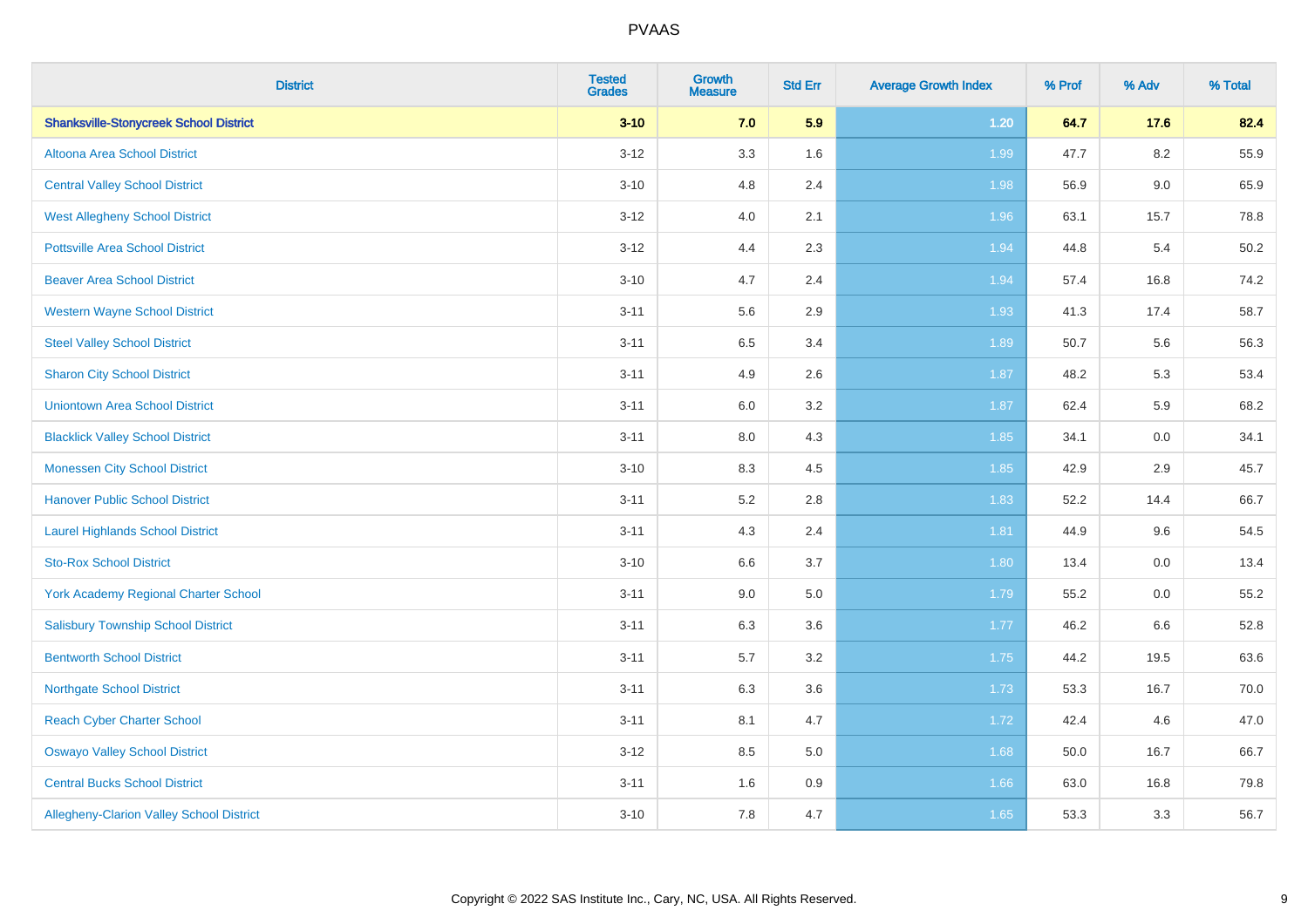| District | Tested Grades | Growth Measure | Std Err | Average Growth Index | % Prof | % Adv | % Total |
|---|---|---|---|---|---|---|---|
| **Shanksville-Stonycreek School District** | **3-10** | **7.0** | **5.9** | **1.20** | **64.7** | **17.6** | **82.4** |
| Altoona Area School District | 3-12 | 3.3 | 1.6 | 1.99 | 47.7 | 8.2 | 55.9 |
| Central Valley School District | 3-10 | 4.8 | 2.4 | 1.98 | 56.9 | 9.0 | 65.9 |
| West Allegheny School District | 3-12 | 4.0 | 2.1 | 1.96 | 63.1 | 15.7 | 78.8 |
| Pottsville Area School District | 3-12 | 4.4 | 2.3 | 1.94 | 44.8 | 5.4 | 50.2 |
| Beaver Area School District | 3-10 | 4.7 | 2.4 | 1.94 | 57.4 | 16.8 | 74.2 |
| Western Wayne School District | 3-11 | 5.6 | 2.9 | 1.93 | 41.3 | 17.4 | 58.7 |
| Steel Valley School District | 3-11 | 6.5 | 3.4 | 1.89 | 50.7 | 5.6 | 56.3 |
| Sharon City School District | 3-11 | 4.9 | 2.6 | 1.87 | 48.2 | 5.3 | 53.4 |
| Uniontown Area School District | 3-11 | 6.0 | 3.2 | 1.87 | 62.4 | 5.9 | 68.2 |
| Blacklick Valley School District | 3-11 | 8.0 | 4.3 | 1.85 | 34.1 | 0.0 | 34.1 |
| Monessen City School District | 3-10 | 8.3 | 4.5 | 1.85 | 42.9 | 2.9 | 45.7 |
| Hanover Public School District | 3-11 | 5.2 | 2.8 | 1.83 | 52.2 | 14.4 | 66.7 |
| Laurel Highlands School District | 3-11 | 4.3 | 2.4 | 1.81 | 44.9 | 9.6 | 54.5 |
| Sto-Rox School District | 3-10 | 6.6 | 3.7 | 1.80 | 13.4 | 0.0 | 13.4 |
| York Academy Regional Charter School | 3-11 | 9.0 | 5.0 | 1.79 | 55.2 | 0.0 | 55.2 |
| Salisbury Township School District | 3-11 | 6.3 | 3.6 | 1.77 | 46.2 | 6.6 | 52.8 |
| Bentworth School District | 3-11 | 5.7 | 3.2 | 1.75 | 44.2 | 19.5 | 63.6 |
| Northgate School District | 3-11 | 6.3 | 3.6 | 1.73 | 53.3 | 16.7 | 70.0 |
| Reach Cyber Charter School | 3-11 | 8.1 | 4.7 | 1.72 | 42.4 | 4.6 | 47.0 |
| Oswayo Valley School District | 3-12 | 8.5 | 5.0 | 1.68 | 50.0 | 16.7 | 66.7 |
| Central Bucks School District | 3-11 | 1.6 | 0.9 | 1.66 | 63.0 | 16.8 | 79.8 |
| Allegheny-Clarion Valley School District | 3-10 | 7.8 | 4.7 | 1.65 | 53.3 | 3.3 | 56.7 |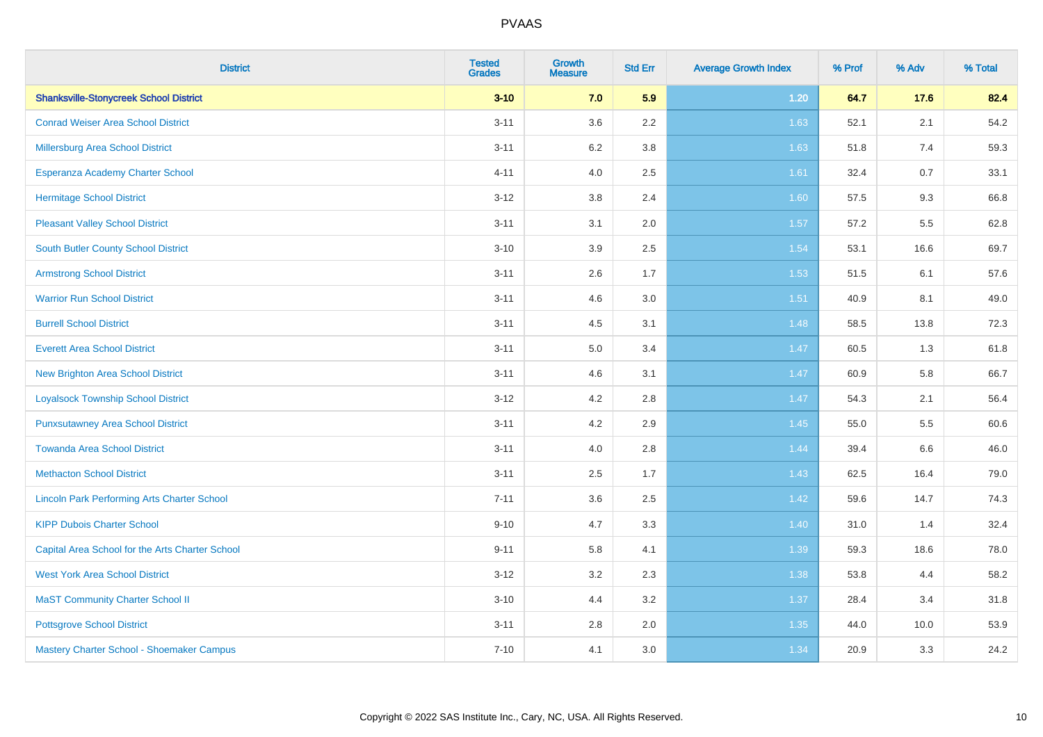| District | Tested Grades | Growth Measure | Std Err | Average Growth Index | % Prof | % Adv | % Total |
|---|---|---|---|---|---|---|---|
| **Shanksville-Stonycreek School District** | **3-10** | **7.0** | **5.9** | **1.20** | **64.7** | **17.6** | **82.4** |
| Conrad Weiser Area School District | 3-11 | 3.6 | 2.2 | 1.63 | 52.1 | 2.1 | 54.2 |
| Millersburg Area School District | 3-11 | 6.2 | 3.8 | 1.63 | 51.8 | 7.4 | 59.3 |
| Esperanza Academy Charter School | 4-11 | 4.0 | 2.5 | 1.61 | 32.4 | 0.7 | 33.1 |
| Hermitage School District | 3-12 | 3.8 | 2.4 | 1.60 | 57.5 | 9.3 | 66.8 |
| Pleasant Valley School District | 3-11 | 3.1 | 2.0 | 1.57 | 57.2 | 5.5 | 62.8 |
| South Butler County School District | 3-10 | 3.9 | 2.5 | 1.54 | 53.1 | 16.6 | 69.7 |
| Armstrong School District | 3-11 | 2.6 | 1.7 | 1.53 | 51.5 | 6.1 | 57.6 |
| Warrior Run School District | 3-11 | 4.6 | 3.0 | 1.51 | 40.9 | 8.1 | 49.0 |
| Burrell School District | 3-11 | 4.5 | 3.1 | 1.48 | 58.5 | 13.8 | 72.3 |
| Everett Area School District | 3-11 | 5.0 | 3.4 | 1.47 | 60.5 | 1.3 | 61.8 |
| New Brighton Area School District | 3-11 | 4.6 | 3.1 | 1.47 | 60.9 | 5.8 | 66.7 |
| Loyalsock Township School District | 3-12 | 4.2 | 2.8 | 1.47 | 54.3 | 2.1 | 56.4 |
| Punxsutawney Area School District | 3-11 | 4.2 | 2.9 | 1.45 | 55.0 | 5.5 | 60.6 |
| Towanda Area School District | 3-11 | 4.0 | 2.8 | 1.44 | 39.4 | 6.6 | 46.0 |
| Methacton School District | 3-11 | 2.5 | 1.7 | 1.43 | 62.5 | 16.4 | 79.0 |
| Lincoln Park Performing Arts Charter School | 7-11 | 3.6 | 2.5 | 1.42 | 59.6 | 14.7 | 74.3 |
| KIPP Dubois Charter School | 9-10 | 4.7 | 3.3 | 1.40 | 31.0 | 1.4 | 32.4 |
| Capital Area School for the Arts Charter School | 9-11 | 5.8 | 4.1 | 1.39 | 59.3 | 18.6 | 78.0 |
| West York Area School District | 3-12 | 3.2 | 2.3 | 1.38 | 53.8 | 4.4 | 58.2 |
| MaST Community Charter School II | 3-10 | 4.4 | 3.2 | 1.37 | 28.4 | 3.4 | 31.8 |
| Pottsgrove School District | 3-11 | 2.8 | 2.0 | 1.35 | 44.0 | 10.0 | 53.9 |
| Mastery Charter School - Shoemaker Campus | 7-10 | 4.1 | 3.0 | 1.34 | 20.9 | 3.3 | 24.2 |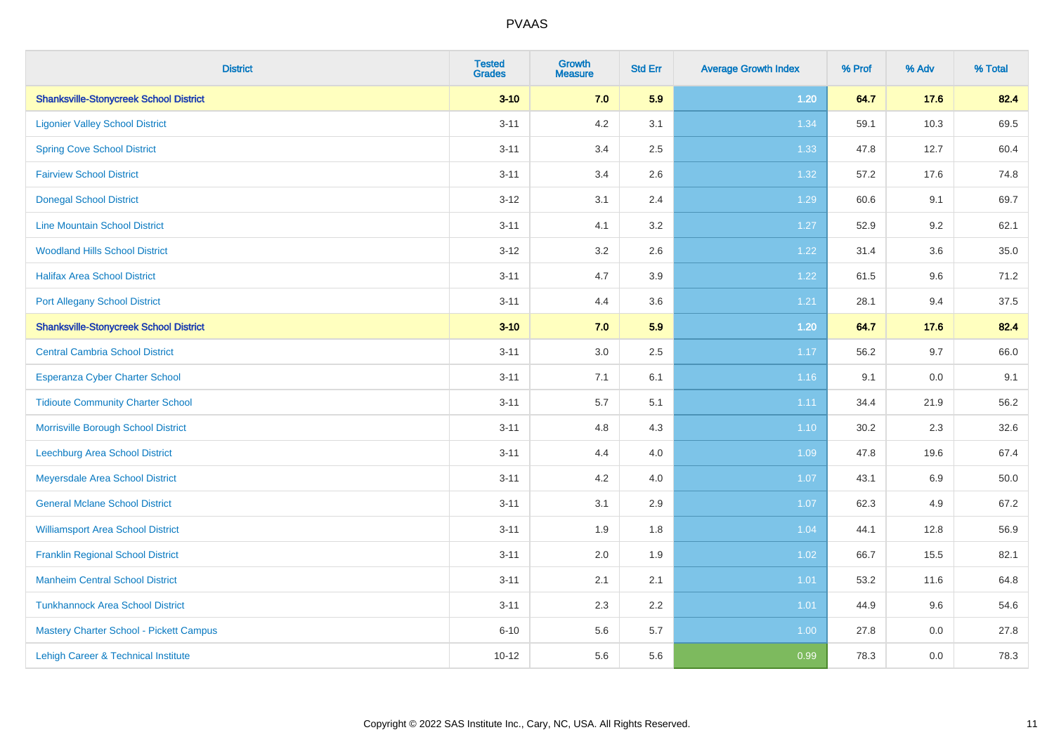| District | Tested Grades | Growth Measure | Std Err | Average Growth Index | % Prof | % Adv | % Total |
|---|---|---|---|---|---|---|---|
| **Shanksville-Stonycreek School District** | **3-10** | **7.0** | **5.9** | **1.20** | **64.7** | **17.6** | **82.4** |
| Ligonier Valley School District | 3-11 | 4.2 | 3.1 | 1.34 | 59.1 | 10.3 | 69.5 |
| Spring Cove School District | 3-11 | 3.4 | 2.5 | 1.33 | 47.8 | 12.7 | 60.4 |
| Fairview School District | 3-11 | 3.4 | 2.6 | 1.32 | 57.2 | 17.6 | 74.8 |
| Donegal School District | 3-12 | 3.1 | 2.4 | 1.29 | 60.6 | 9.1 | 69.7 |
| Line Mountain School District | 3-11 | 4.1 | 3.2 | 1.27 | 52.9 | 9.2 | 62.1 |
| Woodland Hills School District | 3-12 | 3.2 | 2.6 | 1.22 | 31.4 | 3.6 | 35.0 |
| Halifax Area School District | 3-11 | 4.7 | 3.9 | 1.22 | 61.5 | 9.6 | 71.2 |
| Port Allegany School District | 3-11 | 4.4 | 3.6 | 1.21 | 28.1 | 9.4 | 37.5 |
| **Shanksville-Stonycreek School District** | **3-10** | **7.0** | **5.9** | **1.20** | **64.7** | **17.6** | **82.4** |
| Central Cambria School District | 3-11 | 3.0 | 2.5 | 1.17 | 56.2 | 9.7 | 66.0 |
| Esperanza Cyber Charter School | 3-11 | 7.1 | 6.1 | 1.16 | 9.1 | 0.0 | 9.1 |
| Tidioute Community Charter School | 3-11 | 5.7 | 5.1 | 1.11 | 34.4 | 21.9 | 56.2 |
| Morrisville Borough School District | 3-11 | 4.8 | 4.3 | 1.10 | 30.2 | 2.3 | 32.6 |
| Leechburg Area School District | 3-11 | 4.4 | 4.0 | 1.09 | 47.8 | 19.6 | 67.4 |
| Meyersdale Area School District | 3-11 | 4.2 | 4.0 | 1.07 | 43.1 | 6.9 | 50.0 |
| General Mclane School District | 3-11 | 3.1 | 2.9 | 1.07 | 62.3 | 4.9 | 67.2 |
| Williamsport Area School District | 3-11 | 1.9 | 1.8 | 1.04 | 44.1 | 12.8 | 56.9 |
| Franklin Regional School District | 3-11 | 2.0 | 1.9 | 1.02 | 66.7 | 15.5 | 82.1 |
| Manheim Central School District | 3-11 | 2.1 | 2.1 | 1.01 | 53.2 | 11.6 | 64.8 |
| Tunkhannock Area School District | 3-11 | 2.3 | 2.2 | 1.01 | 44.9 | 9.6 | 54.6 |
| Mastery Charter School - Pickett Campus | 6-10 | 5.6 | 5.7 | 1.00 | 27.8 | 0.0 | 27.8 |
| Lehigh Career & Technical Institute | 10-12 | 5.6 | 5.6 | 0.99 | 78.3 | 0.0 | 78.3 |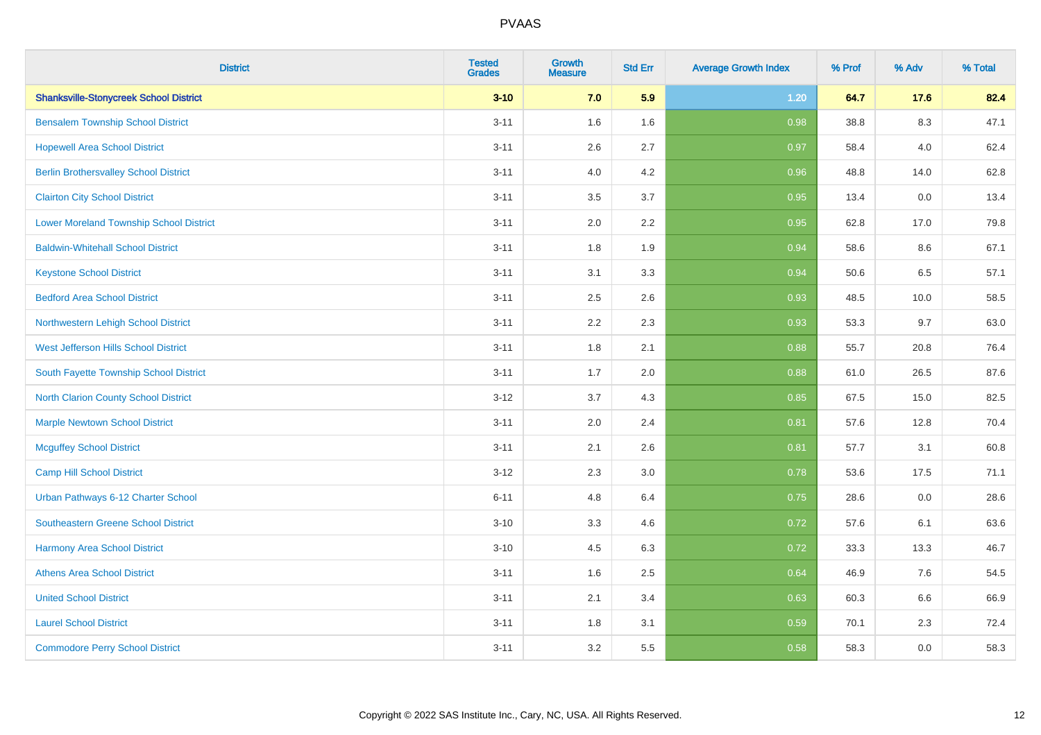# PVAAS

| District | Tested Grades | Growth Measure | Std Err | Average Growth Index | % Prof | % Adv | % Total |
|---|---|---|---|---|---|---|---|
| **Shanksville-Stonycreek School District** | **3-10** | **7.0** | **5.9** | **1.20** | **64.7** | **17.6** | **82.4** |
| Bensalem Township School District | 3-11 | 1.6 | 1.6 | 0.98 | 38.8 | 8.3 | 47.1 |
| Hopewell Area School District | 3-11 | 2.6 | 2.7 | 0.97 | 58.4 | 4.0 | 62.4 |
| Berlin Brothersvalley School District | 3-11 | 4.0 | 4.2 | 0.96 | 48.8 | 14.0 | 62.8 |
| Clairton City School District | 3-11 | 3.5 | 3.7 | 0.95 | 13.4 | 0.0 | 13.4 |
| Lower Moreland Township School District | 3-11 | 2.0 | 2.2 | 0.95 | 62.8 | 17.0 | 79.8 |
| Baldwin-Whitehall School District | 3-11 | 1.8 | 1.9 | 0.94 | 58.6 | 8.6 | 67.1 |
| Keystone School District | 3-11 | 3.1 | 3.3 | 0.94 | 50.6 | 6.5 | 57.1 |
| Bedford Area School District | 3-11 | 2.5 | 2.6 | 0.93 | 48.5 | 10.0 | 58.5 |
| Northwestern Lehigh School District | 3-11 | 2.2 | 2.3 | 0.93 | 53.3 | 9.7 | 63.0 |
| West Jefferson Hills School District | 3-11 | 1.8 | 2.1 | 0.88 | 55.7 | 20.8 | 76.4 |
| South Fayette Township School District | 3-11 | 1.7 | 2.0 | 0.88 | 61.0 | 26.5 | 87.6 |
| North Clarion County School District | 3-12 | 3.7 | 4.3 | 0.85 | 67.5 | 15.0 | 82.5 |
| Marple Newtown School District | 3-11 | 2.0 | 2.4 | 0.81 | 57.6 | 12.8 | 70.4 |
| Mcguffey School District | 3-11 | 2.1 | 2.6 | 0.81 | 57.7 | 3.1 | 60.8 |
| Camp Hill School District | 3-12 | 2.3 | 3.0 | 0.78 | 53.6 | 17.5 | 71.1 |
| Urban Pathways 6-12 Charter School | 6-11 | 4.8 | 6.4 | 0.75 | 28.6 | 0.0 | 28.6 |
| Southeastern Greene School District | 3-10 | 3.3 | 4.6 | 0.72 | 57.6 | 6.1 | 63.6 |
| Harmony Area School District | 3-10 | 4.5 | 6.3 | 0.72 | 33.3 | 13.3 | 46.7 |
| Athens Area School District | 3-11 | 1.6 | 2.5 | 0.64 | 46.9 | 7.6 | 54.5 |
| United School District | 3-11 | 2.1 | 3.4 | 0.63 | 60.3 | 6.6 | 66.9 |
| Laurel School District | 3-11 | 1.8 | 3.1 | 0.59 | 70.1 | 2.3 | 72.4 |
| Commodore Perry School District | 3-11 | 3.2 | 5.5 | 0.58 | 58.3 | 0.0 | 58.3 |

Copyright © 2022 SAS Institute Inc., Cary, NC, USA. All Rights Reserved.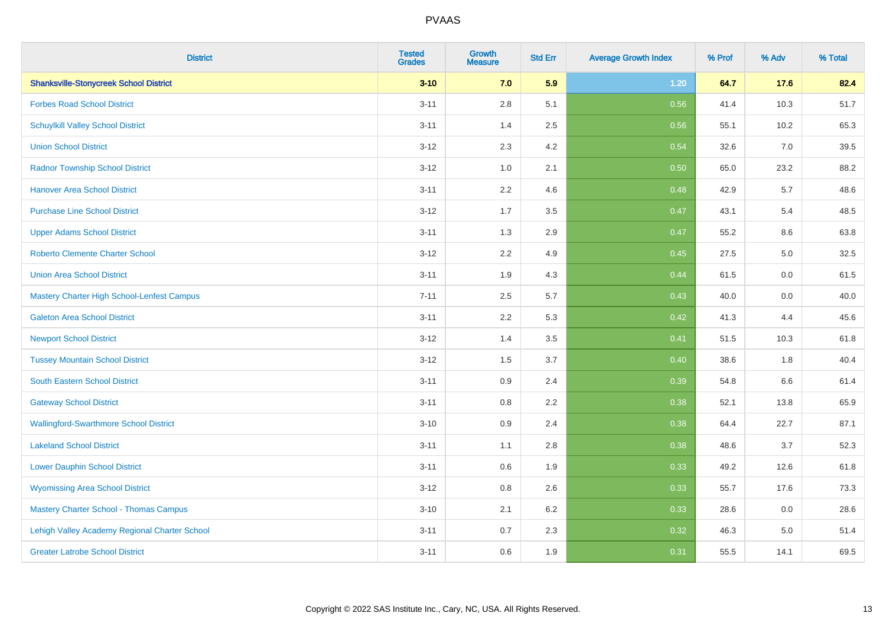| District | Tested Grades | Growth Measure | Std Err | Average Growth Index | % Prof | % Adv | % Total |
|---|---|---|---|---|---|---|---|
| **Shanksville-Stonycreek School District** | **3-10** | **7.0** | **5.9** | **1.20** | **64.7** | **17.6** | **82.4** |
| Forbes Road School District | 3-11 | 2.8 | 5.1 | 0.56 | 41.4 | 10.3 | 51.7 |
| Schuylkill Valley School District | 3-11 | 1.4 | 2.5 | 0.56 | 55.1 | 10.2 | 65.3 |
| Union School District | 3-12 | 2.3 | 4.2 | 0.54 | 32.6 | 7.0 | 39.5 |
| Radnor Township School District | 3-12 | 1.0 | 2.1 | 0.50 | 65.0 | 23.2 | 88.2 |
| Hanover Area School District | 3-11 | 2.2 | 4.6 | 0.48 | 42.9 | 5.7 | 48.6 |
| Purchase Line School District | 3-12 | 1.7 | 3.5 | 0.47 | 43.1 | 5.4 | 48.5 |
| Upper Adams School District | 3-11 | 1.3 | 2.9 | 0.47 | 55.2 | 8.6 | 63.8 |
| Roberto Clemente Charter School | 3-12 | 2.2 | 4.9 | 0.45 | 27.5 | 5.0 | 32.5 |
| Union Area School District | 3-11 | 1.9 | 4.3 | 0.44 | 61.5 | 0.0 | 61.5 |
| Mastery Charter High School-Lenfest Campus | 7-11 | 2.5 | 5.7 | 0.43 | 40.0 | 0.0 | 40.0 |
| Galeton Area School District | 3-11 | 2.2 | 5.3 | 0.42 | 41.3 | 4.4 | 45.6 |
| Newport School District | 3-12 | 1.4 | 3.5 | 0.41 | 51.5 | 10.3 | 61.8 |
| Tussey Mountain School District | 3-12 | 1.5 | 3.7 | 0.40 | 38.6 | 1.8 | 40.4 |
| South Eastern School District | 3-11 | 0.9 | 2.4 | 0.39 | 54.8 | 6.6 | 61.4 |
| Gateway School District | 3-11 | 0.8 | 2.2 | 0.38 | 52.1 | 13.8 | 65.9 |
| Wallingford-Swarthmore School District | 3-10 | 0.9 | 2.4 | 0.38 | 64.4 | 22.7 | 87.1 |
| Lakeland School District | 3-11 | 1.1 | 2.8 | 0.38 | 48.6 | 3.7 | 52.3 |
| Lower Dauphin School District | 3-11 | 0.6 | 1.9 | 0.33 | 49.2 | 12.6 | 61.8 |
| Wyomissing Area School District | 3-12 | 0.8 | 2.6 | 0.33 | 55.7 | 17.6 | 73.3 |
| Mastery Charter School - Thomas Campus | 3-10 | 2.1 | 6.2 | 0.33 | 28.6 | 0.0 | 28.6 |
| Lehigh Valley Academy Regional Charter School | 3-11 | 0.7 | 2.3 | 0.32 | 46.3 | 5.0 | 51.4 |
| Greater Latrobe School District | 3-11 | 0.6 | 1.9 | 0.31 | 55.5 | 14.1 | 69.5 |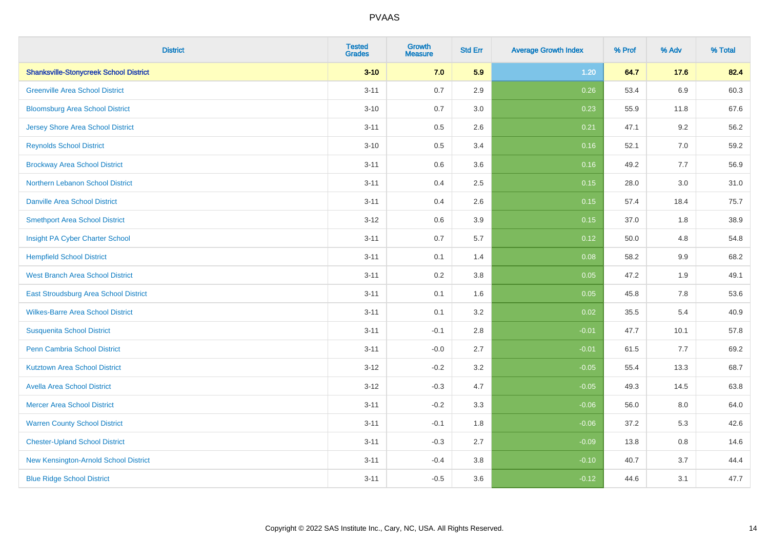# PVAAS

| District | Tested Grades | Growth Measure | Std Err | Average Growth Index | % Prof | % Adv | % Total |
|---|---|---|---|---|---|---|---|
| **Shanksville-Stonycreek School District** | **3-10** | **7.0** | **5.9** | **1.20** | **64.7** | **17.6** | **82.4** |
| Greenville Area School District | 3-11 | 0.7 | 2.9 | 0.26 | 53.4 | 6.9 | 60.3 |
| Bloomsburg Area School District | 3-10 | 0.7 | 3.0 | 0.23 | 55.9 | 11.8 | 67.6 |
| Jersey Shore Area School District | 3-11 | 0.5 | 2.6 | 0.21 | 47.1 | 9.2 | 56.2 |
| Reynolds School District | 3-10 | 0.5 | 3.4 | 0.16 | 52.1 | 7.0 | 59.2 |
| Brockway Area School District | 3-11 | 0.6 | 3.6 | 0.16 | 49.2 | 7.7 | 56.9 |
| Northern Lebanon School District | 3-11 | 0.4 | 2.5 | 0.15 | 28.0 | 3.0 | 31.0 |
| Danville Area School District | 3-11 | 0.4 | 2.6 | 0.15 | 57.4 | 18.4 | 75.7 |
| Smethport Area School District | 3-12 | 0.6 | 3.9 | 0.15 | 37.0 | 1.8 | 38.9 |
| Insight PA Cyber Charter School | 3-11 | 0.7 | 5.7 | 0.12 | 50.0 | 4.8 | 54.8 |
| Hempfield School District | 3-11 | 0.1 | 1.4 | 0.08 | 58.2 | 9.9 | 68.2 |
| West Branch Area School District | 3-11 | 0.2 | 3.8 | 0.05 | 47.2 | 1.9 | 49.1 |
| East Stroudsburg Area School District | 3-11 | 0.1 | 1.6 | 0.05 | 45.8 | 7.8 | 53.6 |
| Wilkes-Barre Area School District | 3-11 | 0.1 | 3.2 | 0.02 | 35.5 | 5.4 | 40.9 |
| Susquenita School District | 3-11 | -0.1 | 2.8 | -0.01 | 47.7 | 10.1 | 57.8 |
| Penn Cambria School District | 3-11 | -0.0 | 2.7 | -0.01 | 61.5 | 7.7 | 69.2 |
| Kutztown Area School District | 3-12 | -0.2 | 3.2 | -0.05 | 55.4 | 13.3 | 68.7 |
| Avella Area School District | 3-12 | -0.3 | 4.7 | -0.05 | 49.3 | 14.5 | 63.8 |
| Mercer Area School District | 3-11 | -0.2 | 3.3 | -0.06 | 56.0 | 8.0 | 64.0 |
| Warren County School District | 3-11 | -0.1 | 1.8 | -0.06 | 37.2 | 5.3 | 42.6 |
| Chester-Upland School District | 3-11 | -0.3 | 2.7 | -0.09 | 13.8 | 0.8 | 14.6 |
| New Kensington-Arnold School District | 3-11 | -0.4 | 3.8 | -0.10 | 40.7 | 3.7 | 44.4 |
| Blue Ridge School District | 3-11 | -0.5 | 3.6 | -0.12 | 44.6 | 3.1 | 47.7 |

Copyright © 2022 SAS Institute Inc., Cary, NC, USA. All Rights Reserved.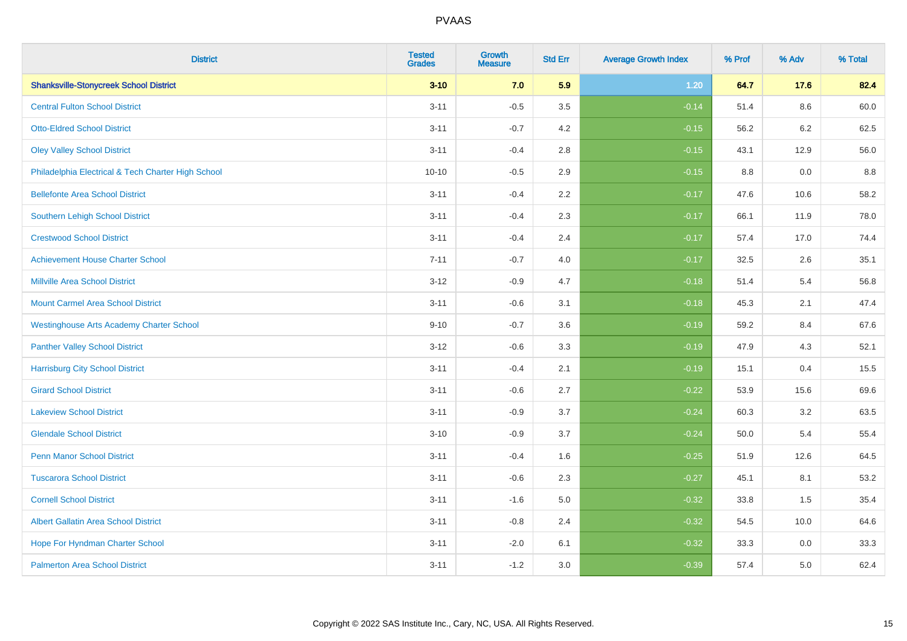| District | Tested Grades | Growth Measure | Std Err | Average Growth Index | % Prof | % Adv | % Total |
|---|---|---|---|---|---|---|---|
| **Shanksville-Stonycreek School District** | **3-10** | **7.0** | **5.9** | **1.20** | **64.7** | **17.6** | **82.4** |
| Central Fulton School District | 3-11 | -0.5 | 3.5 | -0.14 | 51.4 | 8.6 | 60.0 |
| Otto-Eldred School District | 3-11 | -0.7 | 4.2 | -0.15 | 56.2 | 6.2 | 62.5 |
| Oley Valley School District | 3-11 | -0.4 | 2.8 | -0.15 | 43.1 | 12.9 | 56.0 |
| Philadelphia Electrical & Tech Charter High School | 10-10 | -0.5 | 2.9 | -0.15 | 8.8 | 0.0 | 8.8 |
| Bellefonte Area School District | 3-11 | -0.4 | 2.2 | -0.17 | 47.6 | 10.6 | 58.2 |
| Southern Lehigh School District | 3-11 | -0.4 | 2.3 | -0.17 | 66.1 | 11.9 | 78.0 |
| Crestwood School District | 3-11 | -0.4 | 2.4 | -0.17 | 57.4 | 17.0 | 74.4 |
| Achievement House Charter School | 7-11 | -0.7 | 4.0 | -0.17 | 32.5 | 2.6 | 35.1 |
| Millville Area School District | 3-12 | -0.9 | 4.7 | -0.18 | 51.4 | 5.4 | 56.8 |
| Mount Carmel Area School District | 3-11 | -0.6 | 3.1 | -0.18 | 45.3 | 2.1 | 47.4 |
| Westinghouse Arts Academy Charter School | 9-10 | -0.7 | 3.6 | -0.19 | 59.2 | 8.4 | 67.6 |
| Panther Valley School District | 3-12 | -0.6 | 3.3 | -0.19 | 47.9 | 4.3 | 52.1 |
| Harrisburg City School District | 3-11 | -0.4 | 2.1 | -0.19 | 15.1 | 0.4 | 15.5 |
| Girard School District | 3-11 | -0.6 | 2.7 | -0.22 | 53.9 | 15.6 | 69.6 |
| Lakeview School District | 3-11 | -0.9 | 3.7 | -0.24 | 60.3 | 3.2 | 63.5 |
| Glendale School District | 3-10 | -0.9 | 3.7 | -0.24 | 50.0 | 5.4 | 55.4 |
| Penn Manor School District | 3-11 | -0.4 | 1.6 | -0.25 | 51.9 | 12.6 | 64.5 |
| Tuscarora School District | 3-11 | -0.6 | 2.3 | -0.27 | 45.1 | 8.1 | 53.2 |
| Cornell School District | 3-11 | -1.6 | 5.0 | -0.32 | 33.8 | 1.5 | 35.4 |
| Albert Gallatin Area School District | 3-11 | -0.8 | 2.4 | -0.32 | 54.5 | 10.0 | 64.6 |
| Hope For Hyndman Charter School | 3-11 | -2.0 | 6.1 | -0.32 | 33.3 | 0.0 | 33.3 |
| Palmerton Area School District | 3-11 | -1.2 | 3.0 | -0.39 | 57.4 | 5.0 | 62.4 |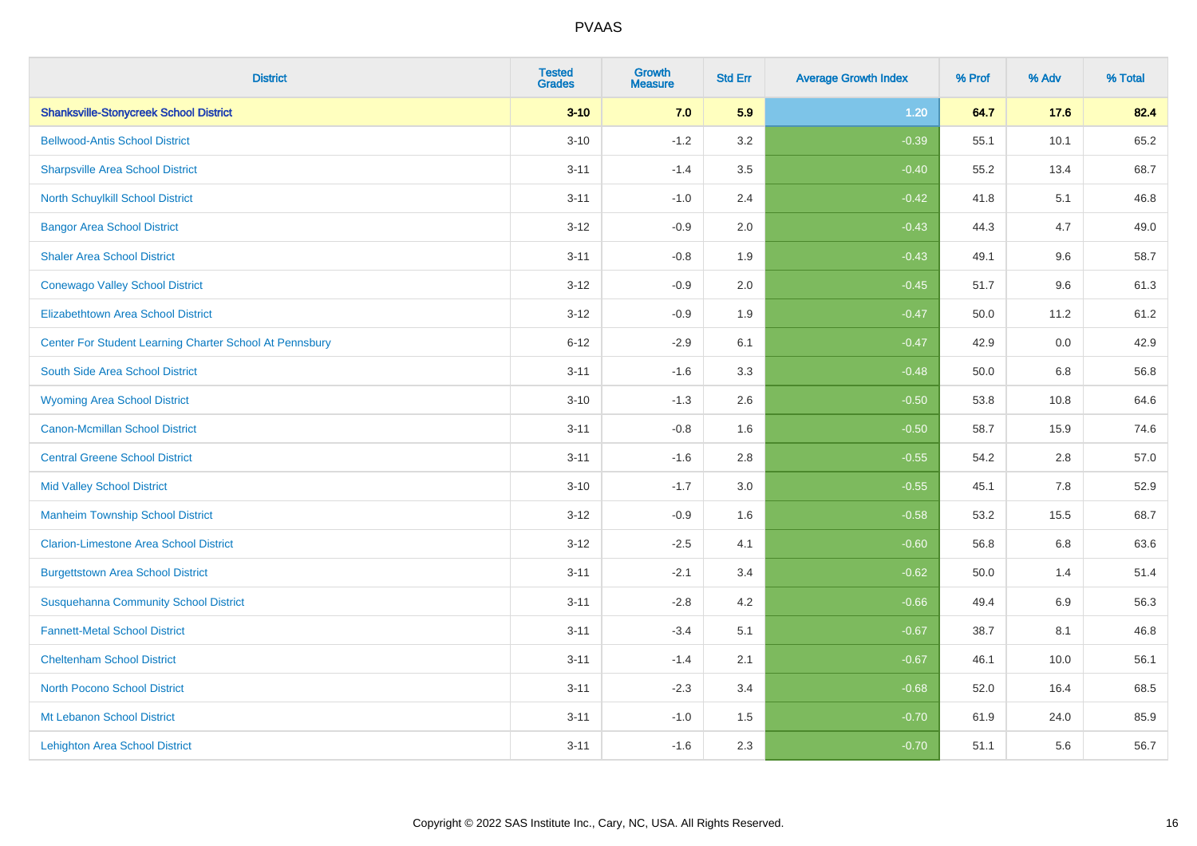| District | Tested Grades | Growth Measure | Std Err | Average Growth Index | % Prof | % Adv | % Total |
|---|---|---|---|---|---|---|---|
| **Shanksville-Stonycreek School District** | **3-10** | **7.0** | **5.9** | **1.20** | **64.7** | **17.6** | **82.4** |
| Bellwood-Antis School District | 3-10 | -1.2 | 3.2 | -0.39 | 55.1 | 10.1 | 65.2 |
| Sharpsville Area School District | 3-11 | -1.4 | 3.5 | -0.40 | 55.2 | 13.4 | 68.7 |
| North Schuylkill School District | 3-11 | -1.0 | 2.4 | -0.42 | 41.8 | 5.1 | 46.8 |
| Bangor Area School District | 3-12 | -0.9 | 2.0 | -0.43 | 44.3 | 4.7 | 49.0 |
| Shaler Area School District | 3-11 | -0.8 | 1.9 | -0.43 | 49.1 | 9.6 | 58.7 |
| Conewago Valley School District | 3-12 | -0.9 | 2.0 | -0.45 | 51.7 | 9.6 | 61.3 |
| Elizabethtown Area School District | 3-12 | -0.9 | 1.9 | -0.47 | 50.0 | 11.2 | 61.2 |
| Center For Student Learning Charter School At Pennsbury | 6-12 | -2.9 | 6.1 | -0.47 | 42.9 | 0.0 | 42.9 |
| South Side Area School District | 3-11 | -1.6 | 3.3 | -0.48 | 50.0 | 6.8 | 56.8 |
| Wyoming Area School District | 3-10 | -1.3 | 2.6 | -0.50 | 53.8 | 10.8 | 64.6 |
| Canon-Mcmillan School District | 3-11 | -0.8 | 1.6 | -0.50 | 58.7 | 15.9 | 74.6 |
| Central Greene School District | 3-11 | -1.6 | 2.8 | -0.55 | 54.2 | 2.8 | 57.0 |
| Mid Valley School District | 3-10 | -1.7 | 3.0 | -0.55 | 45.1 | 7.8 | 52.9 |
| Manheim Township School District | 3-12 | -0.9 | 1.6 | -0.58 | 53.2 | 15.5 | 68.7 |
| Clarion-Limestone Area School District | 3-12 | -2.5 | 4.1 | -0.60 | 56.8 | 6.8 | 63.6 |
| Burgettstown Area School District | 3-11 | -2.1 | 3.4 | -0.62 | 50.0 | 1.4 | 51.4 |
| Susquehanna Community School District | 3-11 | -2.8 | 4.2 | -0.66 | 49.4 | 6.9 | 56.3 |
| Fannett-Metal School District | 3-11 | -3.4 | 5.1 | -0.67 | 38.7 | 8.1 | 46.8 |
| Cheltenham School District | 3-11 | -1.4 | 2.1 | -0.67 | 46.1 | 10.0 | 56.1 |
| North Pocono School District | 3-11 | -2.3 | 3.4 | -0.68 | 52.0 | 16.4 | 68.5 |
| Mt Lebanon School District | 3-11 | -1.0 | 1.5 | -0.70 | 61.9 | 24.0 | 85.9 |
| Lehighton Area School District | 3-11 | -1.6 | 2.3 | -0.70 | 51.1 | 5.6 | 56.7 |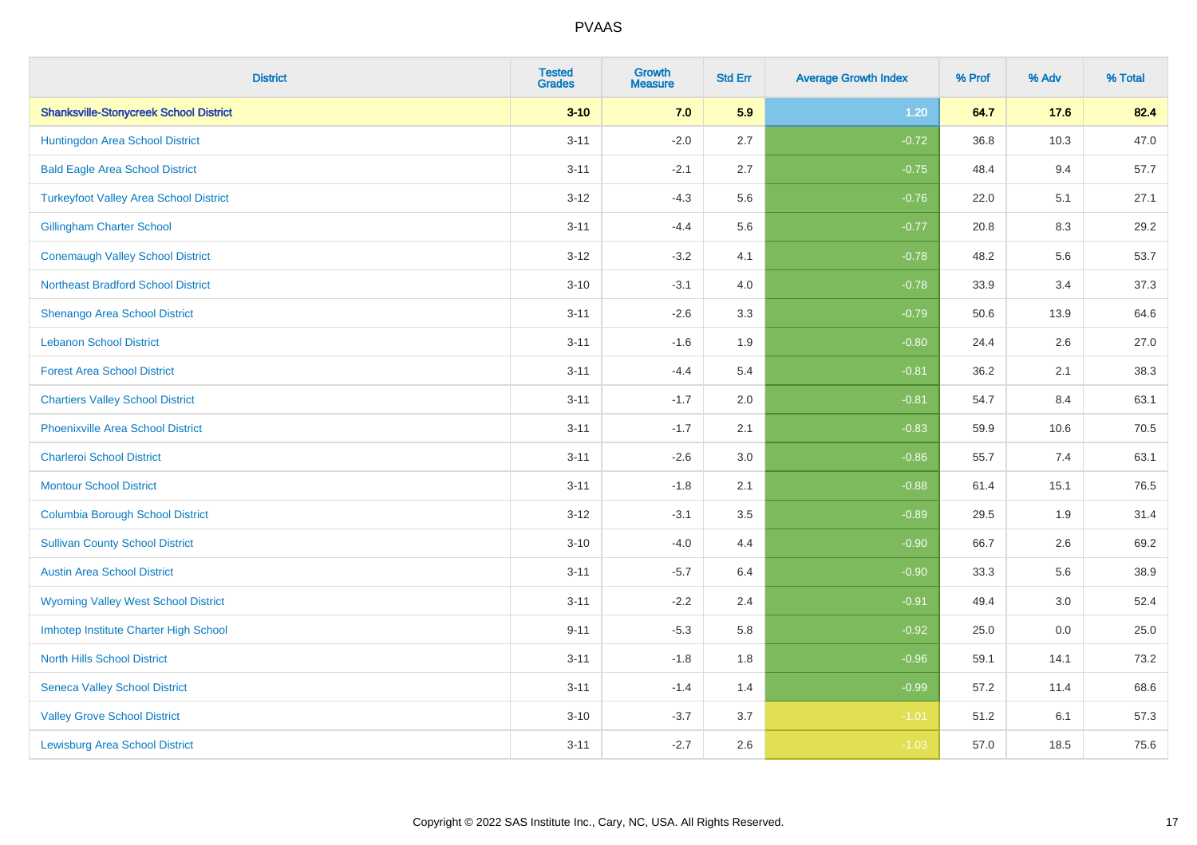# PVAAS

| District | Tested Grades | Growth Measure | Std Err | Average Growth Index | % Prof | % Adv | % Total |
|---|---|---|---|---|---|---|---|
| **Shanksville-Stonycreek School District** | **3-10** | **7.0** | **5.9** | **1.20** | **64.7** | **17.6** | **82.4** |
| Huntingdon Area School District | 3-11 | -2.0 | 2.7 | -0.72 | 36.8 | 10.3 | 47.0 |
| Bald Eagle Area School District | 3-11 | -2.1 | 2.7 | -0.75 | 48.4 | 9.4 | 57.7 |
| Turkeyfoot Valley Area School District | 3-12 | -4.3 | 5.6 | -0.76 | 22.0 | 5.1 | 27.1 |
| Gillingham Charter School | 3-11 | -4.4 | 5.6 | -0.77 | 20.8 | 8.3 | 29.2 |
| Conemaugh Valley School District | 3-12 | -3.2 | 4.1 | -0.78 | 48.2 | 5.6 | 53.7 |
| Northeast Bradford School District | 3-10 | -3.1 | 4.0 | -0.78 | 33.9 | 3.4 | 37.3 |
| Shenango Area School District | 3-11 | -2.6 | 3.3 | -0.79 | 50.6 | 13.9 | 64.6 |
| Lebanon School District | 3-11 | -1.6 | 1.9 | -0.80 | 24.4 | 2.6 | 27.0 |
| Forest Area School District | 3-11 | -4.4 | 5.4 | -0.81 | 36.2 | 2.1 | 38.3 |
| Chartiers Valley School District | 3-11 | -1.7 | 2.0 | -0.81 | 54.7 | 8.4 | 63.1 |
| Phoenixville Area School District | 3-11 | -1.7 | 2.1 | -0.83 | 59.9 | 10.6 | 70.5 |
| Charleroi School District | 3-11 | -2.6 | 3.0 | -0.86 | 55.7 | 7.4 | 63.1 |
| Montour School District | 3-11 | -1.8 | 2.1 | -0.88 | 61.4 | 15.1 | 76.5 |
| Columbia Borough School District | 3-12 | -3.1 | 3.5 | -0.89 | 29.5 | 1.9 | 31.4 |
| Sullivan County School District | 3-10 | -4.0 | 4.4 | -0.90 | 66.7 | 2.6 | 69.2 |
| Austin Area School District | 3-11 | -5.7 | 6.4 | -0.90 | 33.3 | 5.6 | 38.9 |
| Wyoming Valley West School District | 3-11 | -2.2 | 2.4 | -0.91 | 49.4 | 3.0 | 52.4 |
| Imhotep Institute Charter High School | 9-11 | -5.3 | 5.8 | -0.92 | 25.0 | 0.0 | 25.0 |
| North Hills School District | 3-11 | -1.8 | 1.8 | -0.96 | 59.1 | 14.1 | 73.2 |
| Seneca Valley School District | 3-11 | -1.4 | 1.4 | -0.99 | 57.2 | 11.4 | 68.6 |
| Valley Grove School District | 3-10 | -3.7 | 3.7 | -1.01 | 51.2 | 6.1 | 57.3 |
| Lewisburg Area School District | 3-11 | -2.7 | 2.6 | -1.03 | 57.0 | 18.5 | 75.6 |

Copyright © 2022 SAS Institute Inc., Cary, NC, USA. All Rights Reserved.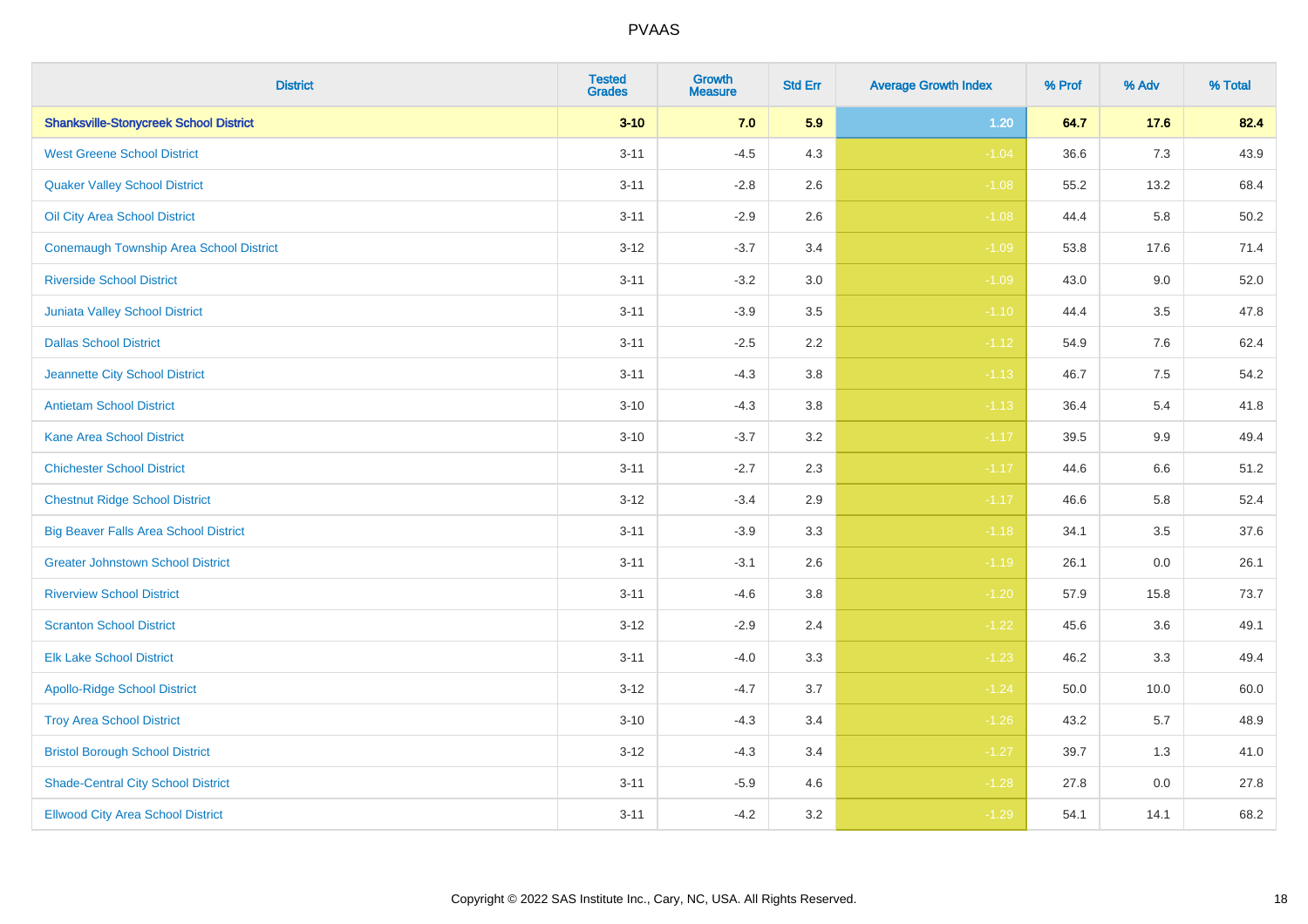## PVAAS

| District | Tested Grades | Growth Measure | Std Err | Average Growth Index | % Prof | % Adv | % Total |
|---|---|---|---|---|---|---|---|
| **Shanksville-Stonycreek School District** | **3-10** | **7.0** | **5.9** | **1.20** | **64.7** | **17.6** | **82.4** |
| West Greene School District | 3-11 | -4.5 | 4.3 | -1.04 | 36.6 | 7.3 | 43.9 |
| Quaker Valley School District | 3-11 | -2.8 | 2.6 | -1.08 | 55.2 | 13.2 | 68.4 |
| Oil City Area School District | 3-11 | -2.9 | 2.6 | -1.08 | 44.4 | 5.8 | 50.2 |
| Conemaugh Township Area School District | 3-12 | -3.7 | 3.4 | -1.09 | 53.8 | 17.6 | 71.4 |
| Riverside School District | 3-11 | -3.2 | 3.0 | -1.09 | 43.0 | 9.0 | 52.0 |
| Juniata Valley School District | 3-11 | -3.9 | 3.5 | -1.10 | 44.4 | 3.5 | 47.8 |
| Dallas School District | 3-11 | -2.5 | 2.2 | -1.12 | 54.9 | 7.6 | 62.4 |
| Jeannette City School District | 3-11 | -4.3 | 3.8 | -1.13 | 46.7 | 7.5 | 54.2 |
| Antietam School District | 3-10 | -4.3 | 3.8 | -1.13 | 36.4 | 5.4 | 41.8 |
| Kane Area School District | 3-10 | -3.7 | 3.2 | -1.17 | 39.5 | 9.9 | 49.4 |
| Chichester School District | 3-11 | -2.7 | 2.3 | -1.17 | 44.6 | 6.6 | 51.2 |
| Chestnut Ridge School District | 3-12 | -3.4 | 2.9 | -1.17 | 46.6 | 5.8 | 52.4 |
| Big Beaver Falls Area School District | 3-11 | -3.9 | 3.3 | -1.18 | 34.1 | 3.5 | 37.6 |
| Greater Johnstown School District | 3-11 | -3.1 | 2.6 | -1.19 | 26.1 | 0.0 | 26.1 |
| Riverview School District | 3-11 | -4.6 | 3.8 | -1.20 | 57.9 | 15.8 | 73.7 |
| Scranton School District | 3-12 | -2.9 | 2.4 | -1.22 | 45.6 | 3.6 | 49.1 |
| Elk Lake School District | 3-11 | -4.0 | 3.3 | -1.23 | 46.2 | 3.3 | 49.4 |
| Apollo-Ridge School District | 3-12 | -4.7 | 3.7 | -1.24 | 50.0 | 10.0 | 60.0 |
| Troy Area School District | 3-10 | -4.3 | 3.4 | -1.26 | 43.2 | 5.7 | 48.9 |
| Bristol Borough School District | 3-12 | -4.3 | 3.4 | -1.27 | 39.7 | 1.3 | 41.0 |
| Shade-Central City School District | 3-11 | -5.9 | 4.6 | -1.28 | 27.8 | 0.0 | 27.8 |
| Ellwood City Area School District | 3-11 | -4.2 | 3.2 | -1.29 | 54.1 | 14.1 | 68.2 |

Copyright © 2022 SAS Institute Inc., Cary, NC, USA. All Rights Reserved.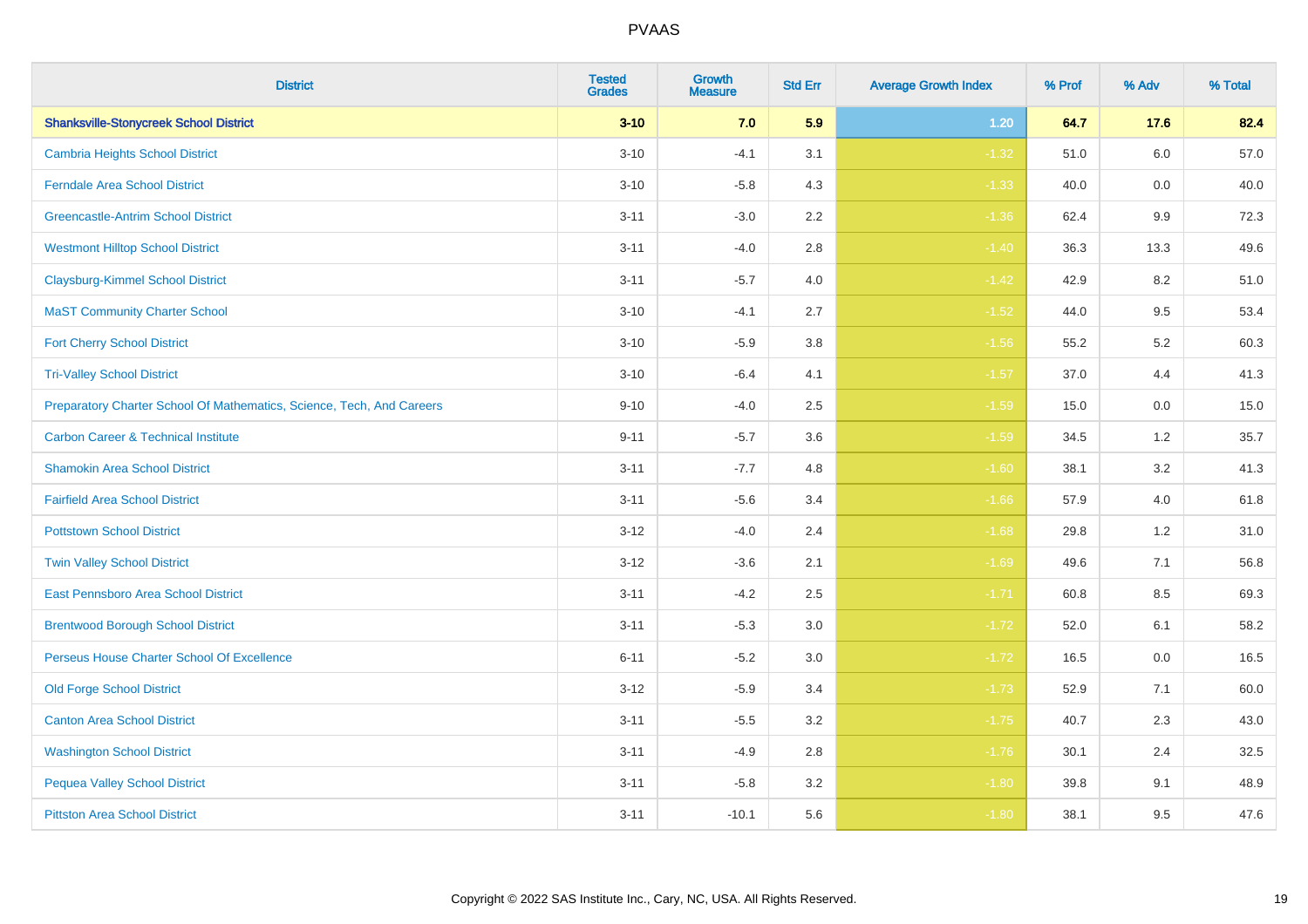| District | Tested Grades | Growth Measure | Std Err | Average Growth Index | % Prof | % Adv | % Total |
|---|---|---|---|---|---|---|---|
| **Shanksville-Stonycreek School District** | **3-10** | **7.0** | **5.9** | **1.20** | **64.7** | **17.6** | **82.4** |
| Cambria Heights School District | 3-10 | -4.1 | 3.1 | -1.32 | 51.0 | 6.0 | 57.0 |
| Ferndale Area School District | 3-10 | -5.8 | 4.3 | -1.33 | 40.0 | 0.0 | 40.0 |
| Greencastle-Antrim School District | 3-11 | -3.0 | 2.2 | -1.36 | 62.4 | 9.9 | 72.3 |
| Westmont Hilltop School District | 3-11 | -4.0 | 2.8 | -1.40 | 36.3 | 13.3 | 49.6 |
| Claysburg-Kimmel School District | 3-11 | -5.7 | 4.0 | -1.42 | 42.9 | 8.2 | 51.0 |
| MaST Community Charter School | 3-10 | -4.1 | 2.7 | -1.52 | 44.0 | 9.5 | 53.4 |
| Fort Cherry School District | 3-10 | -5.9 | 3.8 | -1.56 | 55.2 | 5.2 | 60.3 |
| Tri-Valley School District | 3-10 | -6.4 | 4.1 | -1.57 | 37.0 | 4.4 | 41.3 |
| Preparatory Charter School Of Mathematics, Science, Tech, And Careers | 9-10 | -4.0 | 2.5 | -1.59 | 15.0 | 0.0 | 15.0 |
| Carbon Career & Technical Institute | 9-11 | -5.7 | 3.6 | -1.59 | 34.5 | 1.2 | 35.7 |
| Shamokin Area School District | 3-11 | -7.7 | 4.8 | -1.60 | 38.1 | 3.2 | 41.3 |
| Fairfield Area School District | 3-11 | -5.6 | 3.4 | -1.66 | 57.9 | 4.0 | 61.8 |
| Pottstown School District | 3-12 | -4.0 | 2.4 | -1.68 | 29.8 | 1.2 | 31.0 |
| Twin Valley School District | 3-12 | -3.6 | 2.1 | -1.69 | 49.6 | 7.1 | 56.8 |
| East Pennsboro Area School District | 3-11 | -4.2 | 2.5 | -1.71 | 60.8 | 8.5 | 69.3 |
| Brentwood Borough School District | 3-11 | -5.3 | 3.0 | -1.72 | 52.0 | 6.1 | 58.2 |
| Perseus House Charter School Of Excellence | 6-11 | -5.2 | 3.0 | -1.72 | 16.5 | 0.0 | 16.5 |
| Old Forge School District | 3-12 | -5.9 | 3.4 | -1.73 | 52.9 | 7.1 | 60.0 |
| Canton Area School District | 3-11 | -5.5 | 3.2 | -1.75 | 40.7 | 2.3 | 43.0 |
| Washington School District | 3-11 | -4.9 | 2.8 | -1.76 | 30.1 | 2.4 | 32.5 |
| Pequea Valley School District | 3-11 | -5.8 | 3.2 | -1.80 | 39.8 | 9.1 | 48.9 |
| Pittston Area School District | 3-11 | -10.1 | 5.6 | -1.80 | 38.1 | 9.5 | 47.6 |

Copyright © 2022 SAS Institute Inc., Cary, NC, USA. All Rights Reserved.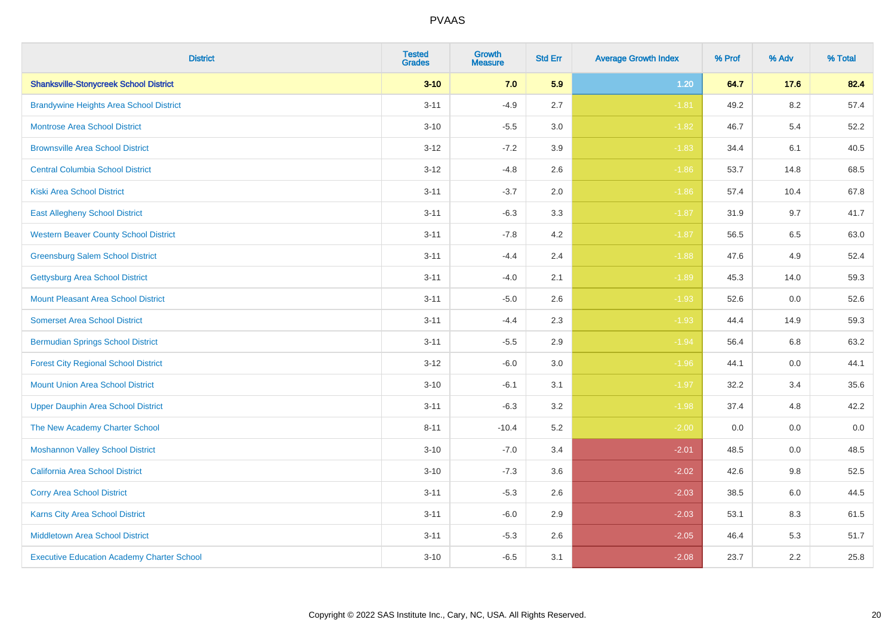| District | Tested Grades | Growth Measure | Std Err | Average Growth Index | % Prof | % Adv | % Total |
|---|---|---|---|---|---|---|---|
| **Shanksville-Stonycreek School District** | **3-10** | **7.0** | **5.9** | **1.20** | **64.7** | **17.6** | **82.4** |
| Brandywine Heights Area School District | 3-11 | -4.9 | 2.7 | -1.81 | 49.2 | 8.2 | 57.4 |
| Montrose Area School District | 3-10 | -5.5 | 3.0 | -1.82 | 46.7 | 5.4 | 52.2 |
| Brownsville Area School District | 3-12 | -7.2 | 3.9 | -1.83 | 34.4 | 6.1 | 40.5 |
| Central Columbia School District | 3-12 | -4.8 | 2.6 | -1.86 | 53.7 | 14.8 | 68.5 |
| Kiski Area School District | 3-11 | -3.7 | 2.0 | -1.86 | 57.4 | 10.4 | 67.8 |
| East Allegheny School District | 3-11 | -6.3 | 3.3 | -1.87 | 31.9 | 9.7 | 41.7 |
| Western Beaver County School District | 3-11 | -7.8 | 4.2 | -1.87 | 56.5 | 6.5 | 63.0 |
| Greensburg Salem School District | 3-11 | -4.4 | 2.4 | -1.88 | 47.6 | 4.9 | 52.4 |
| Gettysburg Area School District | 3-11 | -4.0 | 2.1 | -1.89 | 45.3 | 14.0 | 59.3 |
| Mount Pleasant Area School District | 3-11 | -5.0 | 2.6 | -1.93 | 52.6 | 0.0 | 52.6 |
| Somerset Area School District | 3-11 | -4.4 | 2.3 | -1.93 | 44.4 | 14.9 | 59.3 |
| Bermudian Springs School District | 3-11 | -5.5 | 2.9 | -1.94 | 56.4 | 6.8 | 63.2 |
| Forest City Regional School District | 3-12 | -6.0 | 3.0 | -1.96 | 44.1 | 0.0 | 44.1 |
| Mount Union Area School District | 3-10 | -6.1 | 3.1 | -1.97 | 32.2 | 3.4 | 35.6 |
| Upper Dauphin Area School District | 3-11 | -6.3 | 3.2 | -1.98 | 37.4 | 4.8 | 42.2 |
| The New Academy Charter School | 8-11 | -10.4 | 5.2 | -2.00 | 0.0 | 0.0 | 0.0 |
| Moshannon Valley School District | 3-10 | -7.0 | 3.4 | -2.01 | 48.5 | 0.0 | 48.5 |
| California Area School District | 3-10 | -7.3 | 3.6 | -2.02 | 42.6 | 9.8 | 52.5 |
| Corry Area School District | 3-11 | -5.3 | 2.6 | -2.03 | 38.5 | 6.0 | 44.5 |
| Karns City Area School District | 3-11 | -6.0 | 2.9 | -2.03 | 53.1 | 8.3 | 61.5 |
| Middletown Area School District | 3-11 | -5.3 | 2.6 | -2.05 | 46.4 | 5.3 | 51.7 |
| Executive Education Academy Charter School | 3-10 | -6.5 | 3.1 | -2.08 | 23.7 | 2.2 | 25.8 |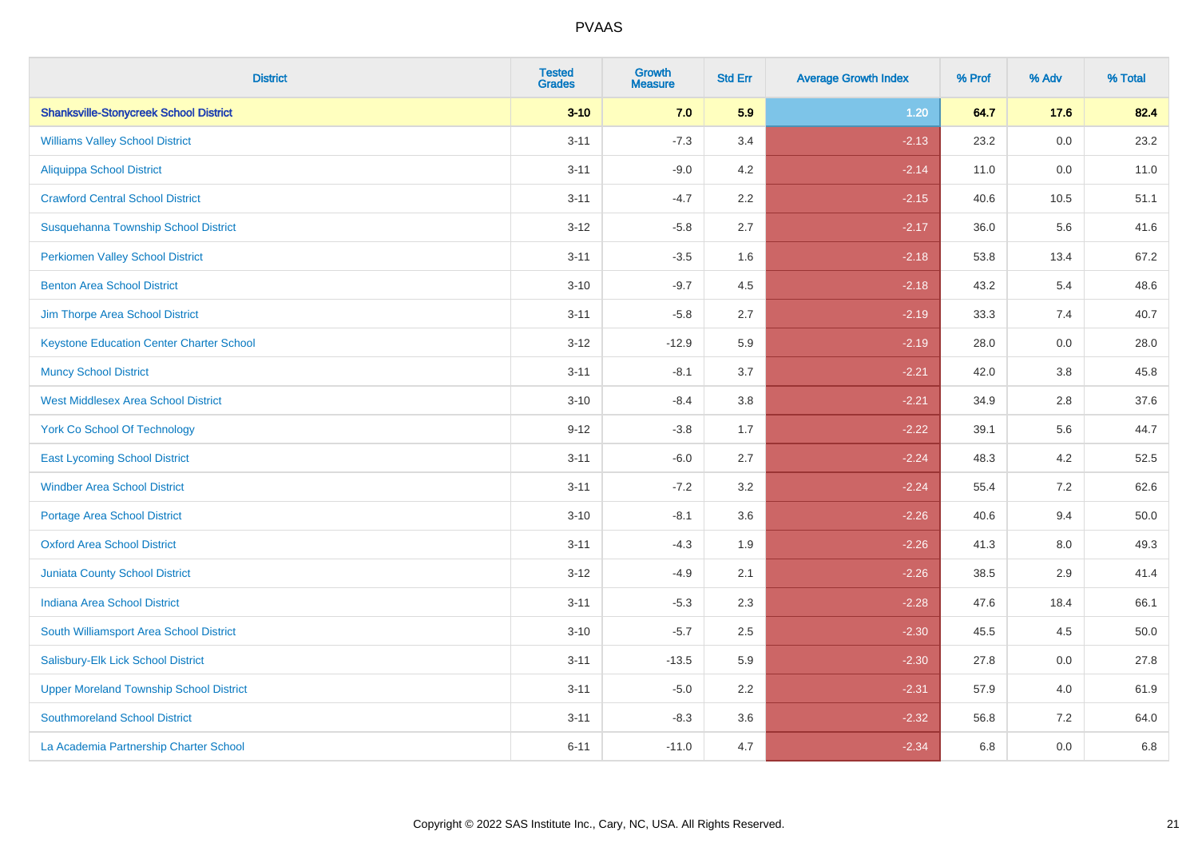# PVAAS

| District | Tested Grades | Growth Measure | Std Err | Average Growth Index | % Prof | % Adv | % Total |
|---|---|---|---|---|---|---|---|
| **Shanksville-Stonycreek School District** | **3-10** | **7.0** | **5.9** | **1.20** | **64.7** | **17.6** | **82.4** |
| Williams Valley School District | 3-11 | -7.3 | 3.4 | -2.13 | 23.2 | 0.0 | 23.2 |
| Aliquippa School District | 3-11 | -9.0 | 4.2 | -2.14 | 11.0 | 0.0 | 11.0 |
| Crawford Central School District | 3-11 | -4.7 | 2.2 | -2.15 | 40.6 | 10.5 | 51.1 |
| Susquehanna Township School District | 3-12 | -5.8 | 2.7 | -2.17 | 36.0 | 5.6 | 41.6 |
| Perkiomen Valley School District | 3-11 | -3.5 | 1.6 | -2.18 | 53.8 | 13.4 | 67.2 |
| Benton Area School District | 3-10 | -9.7 | 4.5 | -2.18 | 43.2 | 5.4 | 48.6 |
| Jim Thorpe Area School District | 3-11 | -5.8 | 2.7 | -2.19 | 33.3 | 7.4 | 40.7 |
| Keystone Education Center Charter School | 3-12 | -12.9 | 5.9 | -2.19 | 28.0 | 0.0 | 28.0 |
| Muncy School District | 3-11 | -8.1 | 3.7 | -2.21 | 42.0 | 3.8 | 45.8 |
| West Middlesex Area School District | 3-10 | -8.4 | 3.8 | -2.21 | 34.9 | 2.8 | 37.6 |
| York Co School Of Technology | 9-12 | -3.8 | 1.7 | -2.22 | 39.1 | 5.6 | 44.7 |
| East Lycoming School District | 3-11 | -6.0 | 2.7 | -2.24 | 48.3 | 4.2 | 52.5 |
| Windber Area School District | 3-11 | -7.2 | 3.2 | -2.24 | 55.4 | 7.2 | 62.6 |
| Portage Area School District | 3-10 | -8.1 | 3.6 | -2.26 | 40.6 | 9.4 | 50.0 |
| Oxford Area School District | 3-11 | -4.3 | 1.9 | -2.26 | 41.3 | 8.0 | 49.3 |
| Juniata County School District | 3-12 | -4.9 | 2.1 | -2.26 | 38.5 | 2.9 | 41.4 |
| Indiana Area School District | 3-11 | -5.3 | 2.3 | -2.28 | 47.6 | 18.4 | 66.1 |
| South Williamsport Area School District | 3-10 | -5.7 | 2.5 | -2.30 | 45.5 | 4.5 | 50.0 |
| Salisbury-Elk Lick School District | 3-11 | -13.5 | 5.9 | -2.30 | 27.8 | 0.0 | 27.8 |
| Upper Moreland Township School District | 3-11 | -5.0 | 2.2 | -2.31 | 57.9 | 4.0 | 61.9 |
| Southmoreland School District | 3-11 | -8.3 | 3.6 | -2.32 | 56.8 | 7.2 | 64.0 |
| La Academia Partnership Charter School | 6-11 | -11.0 | 4.7 | -2.34 | 6.8 | 0.0 | 6.8 |

Copyright © 2022 SAS Institute Inc., Cary, NC, USA. All Rights Reserved.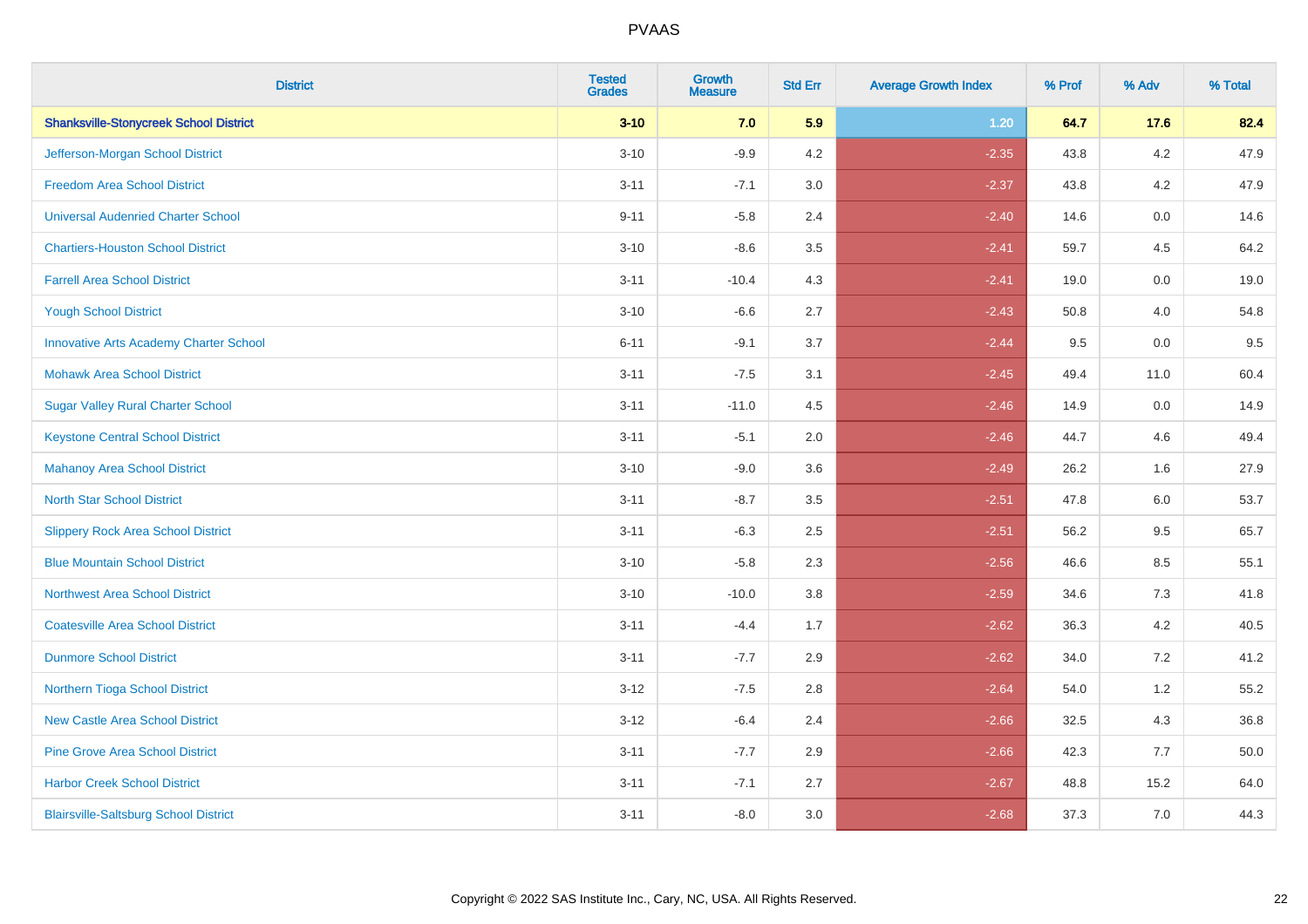| District | Tested Grades | Growth Measure | Std Err | Average Growth Index | % Prof | % Adv | % Total |
|---|---|---|---|---|---|---|---|
| **Shanksville-Stonycreek School District** | **3-10** | **7.0** | **5.9** | **1.20** | **64.7** | **17.6** | **82.4** |
| Jefferson-Morgan School District | 3-10 | -9.9 | 4.2 | -2.35 | 43.8 | 4.2 | 47.9 |
| Freedom Area School District | 3-11 | -7.1 | 3.0 | -2.37 | 43.8 | 4.2 | 47.9 |
| Universal Audenried Charter School | 9-11 | -5.8 | 2.4 | -2.40 | 14.6 | 0.0 | 14.6 |
| Chartiers-Houston School District | 3-10 | -8.6 | 3.5 | -2.41 | 59.7 | 4.5 | 64.2 |
| Farrell Area School District | 3-11 | -10.4 | 4.3 | -2.41 | 19.0 | 0.0 | 19.0 |
| Yough School District | 3-10 | -6.6 | 2.7 | -2.43 | 50.8 | 4.0 | 54.8 |
| Innovative Arts Academy Charter School | 6-11 | -9.1 | 3.7 | -2.44 | 9.5 | 0.0 | 9.5 |
| Mohawk Area School District | 3-11 | -7.5 | 3.1 | -2.45 | 49.4 | 11.0 | 60.4 |
| Sugar Valley Rural Charter School | 3-11 | -11.0 | 4.5 | -2.46 | 14.9 | 0.0 | 14.9 |
| Keystone Central School District | 3-11 | -5.1 | 2.0 | -2.46 | 44.7 | 4.6 | 49.4 |
| Mahanoy Area School District | 3-10 | -9.0 | 3.6 | -2.49 | 26.2 | 1.6 | 27.9 |
| North Star School District | 3-11 | -8.7 | 3.5 | -2.51 | 47.8 | 6.0 | 53.7 |
| Slippery Rock Area School District | 3-11 | -6.3 | 2.5 | -2.51 | 56.2 | 9.5 | 65.7 |
| Blue Mountain School District | 3-10 | -5.8 | 2.3 | -2.56 | 46.6 | 8.5 | 55.1 |
| Northwest Area School District | 3-10 | -10.0 | 3.8 | -2.59 | 34.6 | 7.3 | 41.8 |
| Coatesville Area School District | 3-11 | -4.4 | 1.7 | -2.62 | 36.3 | 4.2 | 40.5 |
| Dunmore School District | 3-11 | -7.7 | 2.9 | -2.62 | 34.0 | 7.2 | 41.2 |
| Northern Tioga School District | 3-12 | -7.5 | 2.8 | -2.64 | 54.0 | 1.2 | 55.2 |
| New Castle Area School District | 3-12 | -6.4 | 2.4 | -2.66 | 32.5 | 4.3 | 36.8 |
| Pine Grove Area School District | 3-11 | -7.7 | 2.9 | -2.66 | 42.3 | 7.7 | 50.0 |
| Harbor Creek School District | 3-11 | -7.1 | 2.7 | -2.67 | 48.8 | 15.2 | 64.0 |
| Blairsville-Saltsburg School District | 3-11 | -8.0 | 3.0 | -2.68 | 37.3 | 7.0 | 44.3 |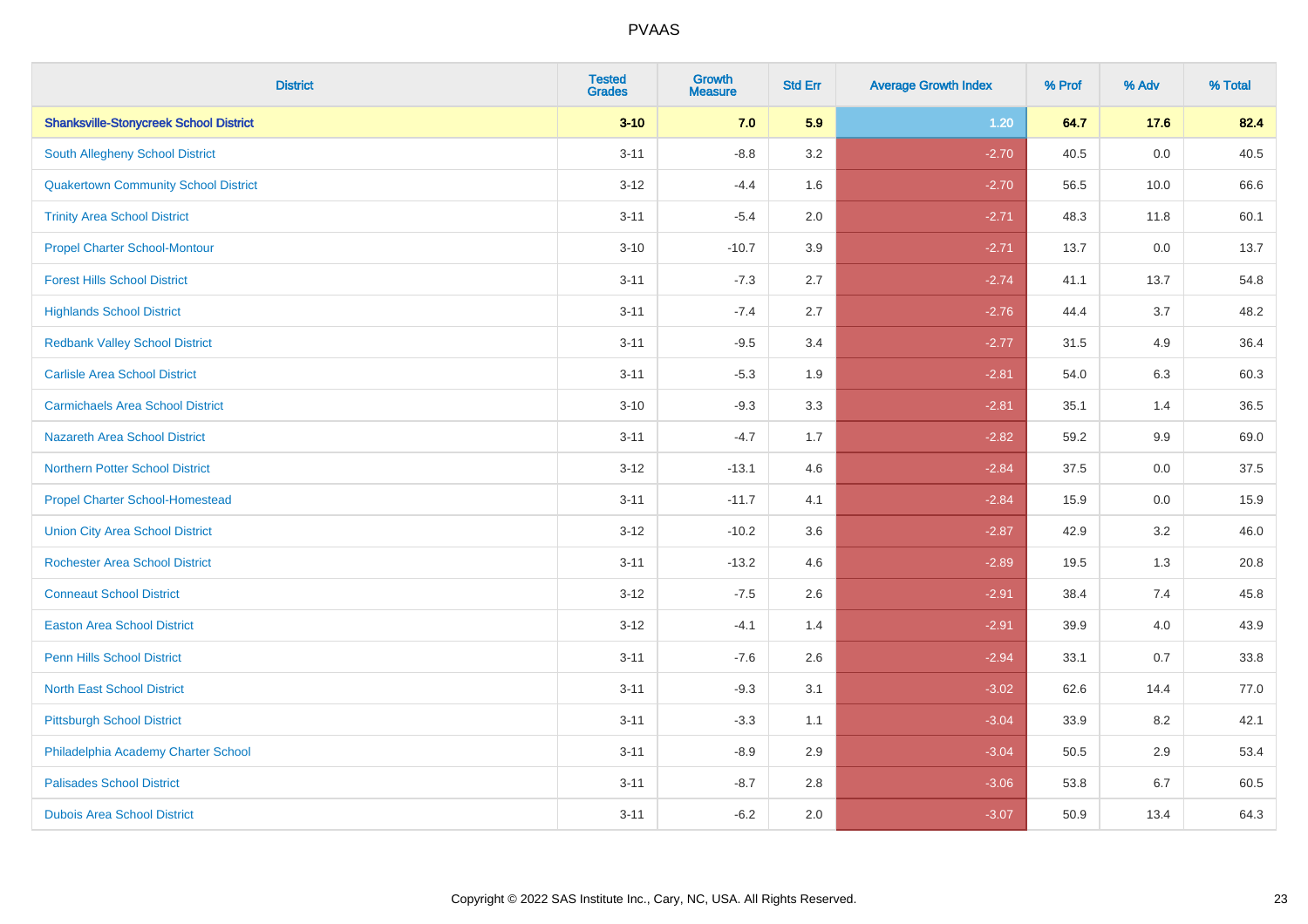# PVAAS

| District | Tested Grades | Growth Measure | Std Err | Average Growth Index | % Prof | % Adv | % Total |
|---|---|---|---|---|---|---|---|
| **Shanksville-Stonycreek School District** | **3-10** | **7.0** | **5.9** | **1.20** | **64.7** | **17.6** | **82.4** |
| South Allegheny School District | 3-11 | -8.8 | 3.2 | -2.70 | 40.5 | 0.0 | 40.5 |
| Quakertown Community School District | 3-12 | -4.4 | 1.6 | -2.70 | 56.5 | 10.0 | 66.6 |
| Trinity Area School District | 3-11 | -5.4 | 2.0 | -2.71 | 48.3 | 11.8 | 60.1 |
| Propel Charter School-Montour | 3-10 | -10.7 | 3.9 | -2.71 | 13.7 | 0.0 | 13.7 |
| Forest Hills School District | 3-11 | -7.3 | 2.7 | -2.74 | 41.1 | 13.7 | 54.8 |
| Highlands School District | 3-11 | -7.4 | 2.7 | -2.76 | 44.4 | 3.7 | 48.2 |
| Redbank Valley School District | 3-11 | -9.5 | 3.4 | -2.77 | 31.5 | 4.9 | 36.4 |
| Carlisle Area School District | 3-11 | -5.3 | 1.9 | -2.81 | 54.0 | 6.3 | 60.3 |
| Carmichaels Area School District | 3-10 | -9.3 | 3.3 | -2.81 | 35.1 | 1.4 | 36.5 |
| Nazareth Area School District | 3-11 | -4.7 | 1.7 | -2.82 | 59.2 | 9.9 | 69.0 |
| Northern Potter School District | 3-12 | -13.1 | 4.6 | -2.84 | 37.5 | 0.0 | 37.5 |
| Propel Charter School-Homestead | 3-11 | -11.7 | 4.1 | -2.84 | 15.9 | 0.0 | 15.9 |
| Union City Area School District | 3-12 | -10.2 | 3.6 | -2.87 | 42.9 | 3.2 | 46.0 |
| Rochester Area School District | 3-11 | -13.2 | 4.6 | -2.89 | 19.5 | 1.3 | 20.8 |
| Conneaut School District | 3-12 | -7.5 | 2.6 | -2.91 | 38.4 | 7.4 | 45.8 |
| Easton Area School District | 3-12 | -4.1 | 1.4 | -2.91 | 39.9 | 4.0 | 43.9 |
| Penn Hills School District | 3-11 | -7.6 | 2.6 | -2.94 | 33.1 | 0.7 | 33.8 |
| North East School District | 3-11 | -9.3 | 3.1 | -3.02 | 62.6 | 14.4 | 77.0 |
| Pittsburgh School District | 3-11 | -3.3 | 1.1 | -3.04 | 33.9 | 8.2 | 42.1 |
| Philadelphia Academy Charter School | 3-11 | -8.9 | 2.9 | -3.04 | 50.5 | 2.9 | 53.4 |
| Palisades School District | 3-11 | -8.7 | 2.8 | -3.06 | 53.8 | 6.7 | 60.5 |
| Dubois Area School District | 3-11 | -6.2 | 2.0 | -3.07 | 50.9 | 13.4 | 64.3 |

Copyright © 2022 SAS Institute Inc., Cary, NC, USA. All Rights Reserved.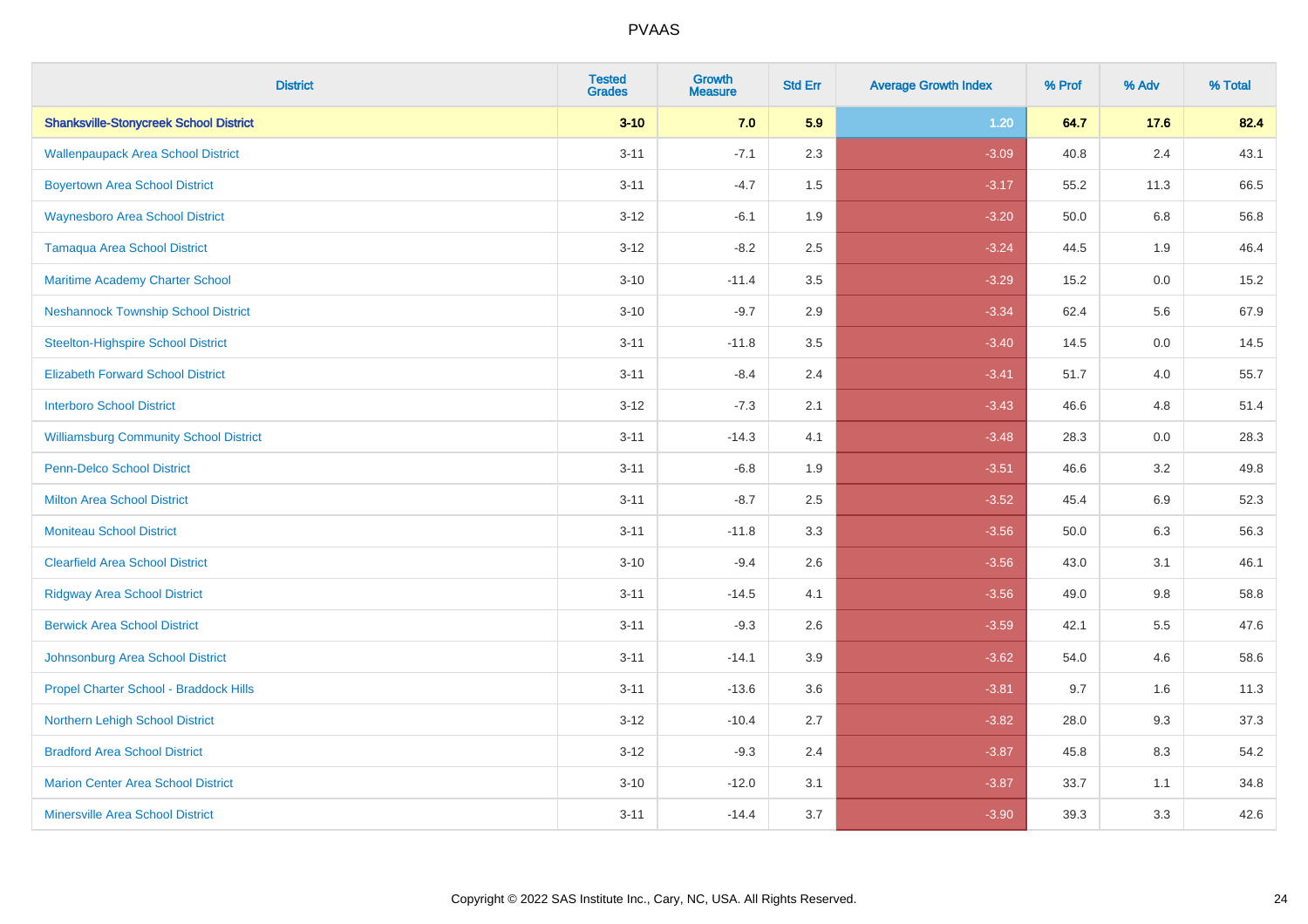# PVAAS

| District | Tested Grades | Growth Measure | Std Err | Average Growth Index | % Prof | % Adv | % Total |
|---|---|---|---|---|---|---|---|
| **Shanksville-Stonycreek School District** | **3-10** | **7.0** | **5.9** | **1.20** | **64.7** | **17.6** | **82.4** |
| Wallenpaupack Area School District | 3-11 | -7.1 | 2.3 | -3.09 | 40.8 | 2.4 | 43.1 |
| Boyertown Area School District | 3-11 | -4.7 | 1.5 | -3.17 | 55.2 | 11.3 | 66.5 |
| Waynesboro Area School District | 3-12 | -6.1 | 1.9 | -3.20 | 50.0 | 6.8 | 56.8 |
| Tamaqua Area School District | 3-12 | -8.2 | 2.5 | -3.24 | 44.5 | 1.9 | 46.4 |
| Maritime Academy Charter School | 3-10 | -11.4 | 3.5 | -3.29 | 15.2 | 0.0 | 15.2 |
| Neshannock Township School District | 3-10 | -9.7 | 2.9 | -3.34 | 62.4 | 5.6 | 67.9 |
| Steelton-Highspire School District | 3-11 | -11.8 | 3.5 | -3.40 | 14.5 | 0.0 | 14.5 |
| Elizabeth Forward School District | 3-11 | -8.4 | 2.4 | -3.41 | 51.7 | 4.0 | 55.7 |
| Interboro School District | 3-12 | -7.3 | 2.1 | -3.43 | 46.6 | 4.8 | 51.4 |
| Williamsburg Community School District | 3-11 | -14.3 | 4.1 | -3.48 | 28.3 | 0.0 | 28.3 |
| Penn-Delco School District | 3-11 | -6.8 | 1.9 | -3.51 | 46.6 | 3.2 | 49.8 |
| Milton Area School District | 3-11 | -8.7 | 2.5 | -3.52 | 45.4 | 6.9 | 52.3 |
| Moniteau School District | 3-11 | -11.8 | 3.3 | -3.56 | 50.0 | 6.3 | 56.3 |
| Clearfield Area School District | 3-10 | -9.4 | 2.6 | -3.56 | 43.0 | 3.1 | 46.1 |
| Ridgway Area School District | 3-11 | -14.5 | 4.1 | -3.56 | 49.0 | 9.8 | 58.8 |
| Berwick Area School District | 3-11 | -9.3 | 2.6 | -3.59 | 42.1 | 5.5 | 47.6 |
| Johnsonburg Area School District | 3-11 | -14.1 | 3.9 | -3.62 | 54.0 | 4.6 | 58.6 |
| Propel Charter School - Braddock Hills | 3-11 | -13.6 | 3.6 | -3.81 | 9.7 | 1.6 | 11.3 |
| Northern Lehigh School District | 3-12 | -10.4 | 2.7 | -3.82 | 28.0 | 9.3 | 37.3 |
| Bradford Area School District | 3-12 | -9.3 | 2.4 | -3.87 | 45.8 | 8.3 | 54.2 |
| Marion Center Area School District | 3-10 | -12.0 | 3.1 | -3.87 | 33.7 | 1.1 | 34.8 |
| Minersville Area School District | 3-11 | -14.4 | 3.7 | -3.90 | 39.3 | 3.3 | 42.6 |

Copyright © 2022 SAS Institute Inc., Cary, NC, USA. All Rights Reserved.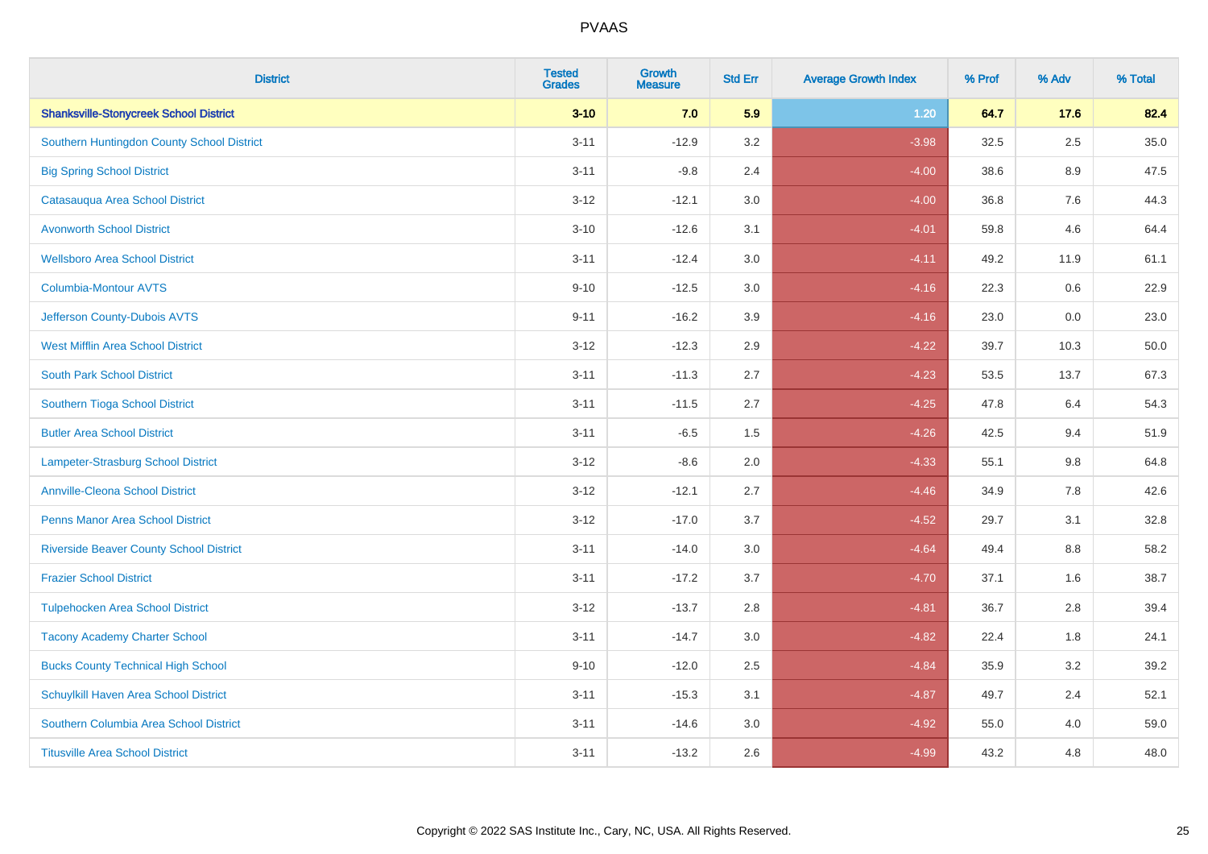| District | Tested Grades | Growth Measure | Std Err | Average Growth Index | % Prof | % Adv | % Total |
|---|---|---|---|---|---|---|---|
| **Shanksville-Stonycreek School District** | **3-10** | **7.0** | **5.9** | **1.20** | **64.7** | **17.6** | **82.4** |
| Southern Huntingdon County School District | 3-11 | -12.9 | 3.2 | -3.98 | 32.5 | 2.5 | 35.0 |
| Big Spring School District | 3-11 | -9.8 | 2.4 | -4.00 | 38.6 | 8.9 | 47.5 |
| Catasauqua Area School District | 3-12 | -12.1 | 3.0 | -4.00 | 36.8 | 7.6 | 44.3 |
| Avonworth School District | 3-10 | -12.6 | 3.1 | -4.01 | 59.8 | 4.6 | 64.4 |
| Wellsboro Area School District | 3-11 | -12.4 | 3.0 | -4.11 | 49.2 | 11.9 | 61.1 |
| Columbia-Montour AVTS | 9-10 | -12.5 | 3.0 | -4.16 | 22.3 | 0.6 | 22.9 |
| Jefferson County-Dubois AVTS | 9-11 | -16.2 | 3.9 | -4.16 | 23.0 | 0.0 | 23.0 |
| West Mifflin Area School District | 3-12 | -12.3 | 2.9 | -4.22 | 39.7 | 10.3 | 50.0 |
| South Park School District | 3-11 | -11.3 | 2.7 | -4.23 | 53.5 | 13.7 | 67.3 |
| Southern Tioga School District | 3-11 | -11.5 | 2.7 | -4.25 | 47.8 | 6.4 | 54.3 |
| Butler Area School District | 3-11 | -6.5 | 1.5 | -4.26 | 42.5 | 9.4 | 51.9 |
| Lampeter-Strasburg School District | 3-12 | -8.6 | 2.0 | -4.33 | 55.1 | 9.8 | 64.8 |
| Annville-Cleona School District | 3-12 | -12.1 | 2.7 | -4.46 | 34.9 | 7.8 | 42.6 |
| Penns Manor Area School District | 3-12 | -17.0 | 3.7 | -4.52 | 29.7 | 3.1 | 32.8 |
| Riverside Beaver County School District | 3-11 | -14.0 | 3.0 | -4.64 | 49.4 | 8.8 | 58.2 |
| Frazier School District | 3-11 | -17.2 | 3.7 | -4.70 | 37.1 | 1.6 | 38.7 |
| Tulpehocken Area School District | 3-12 | -13.7 | 2.8 | -4.81 | 36.7 | 2.8 | 39.4 |
| Tacony Academy Charter School | 3-11 | -14.7 | 3.0 | -4.82 | 22.4 | 1.8 | 24.1 |
| Bucks County Technical High School | 9-10 | -12.0 | 2.5 | -4.84 | 35.9 | 3.2 | 39.2 |
| Schuylkill Haven Area School District | 3-11 | -15.3 | 3.1 | -4.87 | 49.7 | 2.4 | 52.1 |
| Southern Columbia Area School District | 3-11 | -14.6 | 3.0 | -4.92 | 55.0 | 4.0 | 59.0 |
| Titusville Area School District | 3-11 | -13.2 | 2.6 | -4.99 | 43.2 | 4.8 | 48.0 |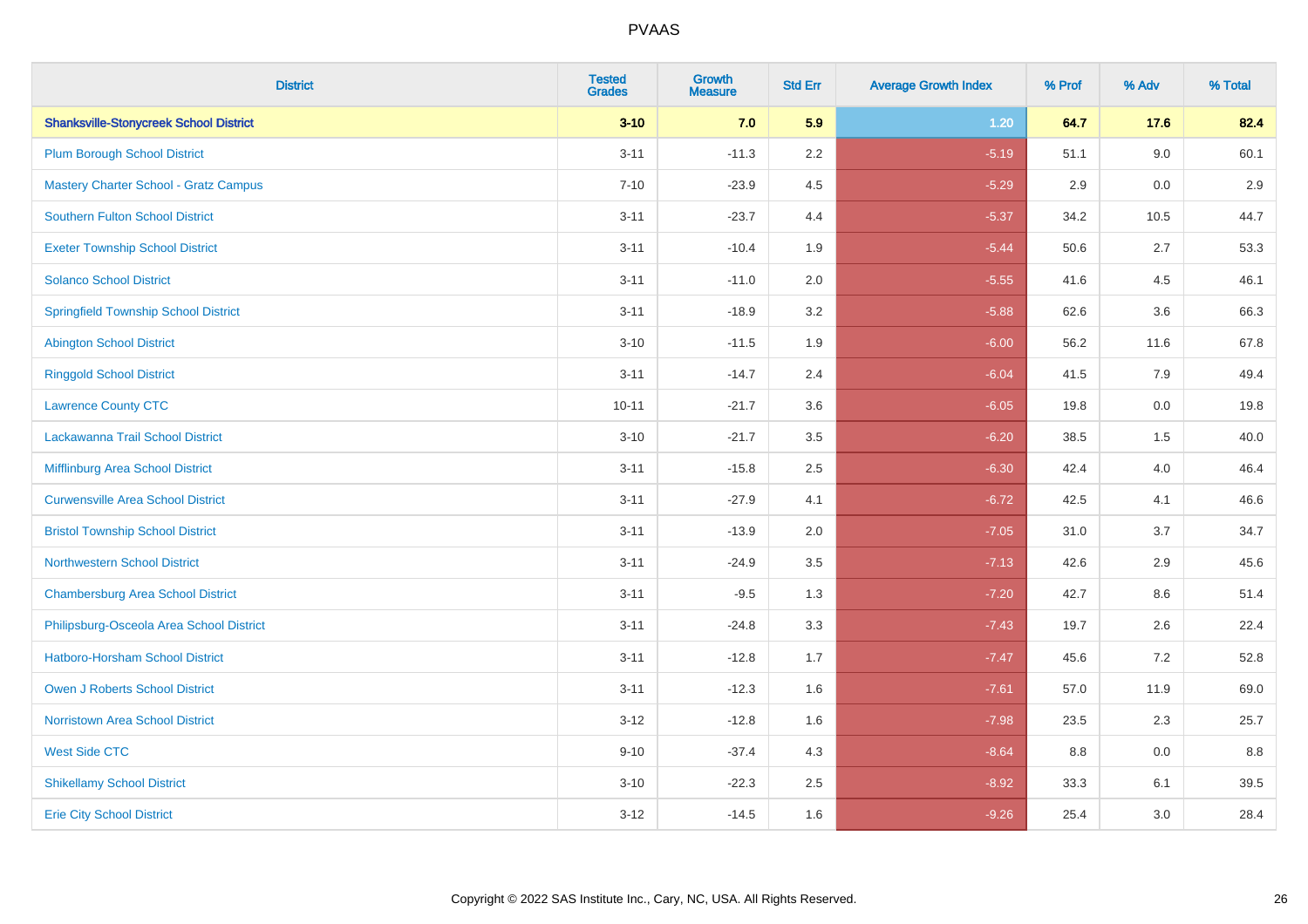| District | Tested Grades | Growth Measure | Std Err | Average Growth Index | % Prof | % Adv | % Total |
|---|---|---|---|---|---|---|---|
| **Shanksville-Stonycreek School District** | **3-10** | **7.0** | **5.9** | **1.20** | **64.7** | **17.6** | **82.4** |
| Plum Borough School District | 3-11 | -11.3 | 2.2 | -5.19 | 51.1 | 9.0 | 60.1 |
| Mastery Charter School - Gratz Campus | 7-10 | -23.9 | 4.5 | -5.29 | 2.9 | 0.0 | 2.9 |
| Southern Fulton School District | 3-11 | -23.7 | 4.4 | -5.37 | 34.2 | 10.5 | 44.7 |
| Exeter Township School District | 3-11 | -10.4 | 1.9 | -5.44 | 50.6 | 2.7 | 53.3 |
| Solanco School District | 3-11 | -11.0 | 2.0 | -5.55 | 41.6 | 4.5 | 46.1 |
| Springfield Township School District | 3-11 | -18.9 | 3.2 | -5.88 | 62.6 | 3.6 | 66.3 |
| Abington School District | 3-10 | -11.5 | 1.9 | -6.00 | 56.2 | 11.6 | 67.8 |
| Ringgold School District | 3-11 | -14.7 | 2.4 | -6.04 | 41.5 | 7.9 | 49.4 |
| Lawrence County CTC | 10-11 | -21.7 | 3.6 | -6.05 | 19.8 | 0.0 | 19.8 |
| Lackawanna Trail School District | 3-10 | -21.7 | 3.5 | -6.20 | 38.5 | 1.5 | 40.0 |
| Mifflinburg Area School District | 3-11 | -15.8 | 2.5 | -6.30 | 42.4 | 4.0 | 46.4 |
| Curwensville Area School District | 3-11 | -27.9 | 4.1 | -6.72 | 42.5 | 4.1 | 46.6 |
| Bristol Township School District | 3-11 | -13.9 | 2.0 | -7.05 | 31.0 | 3.7 | 34.7 |
| Northwestern School District | 3-11 | -24.9 | 3.5 | -7.13 | 42.6 | 2.9 | 45.6 |
| Chambersburg Area School District | 3-11 | -9.5 | 1.3 | -7.20 | 42.7 | 8.6 | 51.4 |
| Philipsburg-Osceola Area School District | 3-11 | -24.8 | 3.3 | -7.43 | 19.7 | 2.6 | 22.4 |
| Hatboro-Horsham School District | 3-11 | -12.8 | 1.7 | -7.47 | 45.6 | 7.2 | 52.8 |
| Owen J Roberts School District | 3-11 | -12.3 | 1.6 | -7.61 | 57.0 | 11.9 | 69.0 |
| Norristown Area School District | 3-12 | -12.8 | 1.6 | -7.98 | 23.5 | 2.3 | 25.7 |
| West Side CTC | 9-10 | -37.4 | 4.3 | -8.64 | 8.8 | 0.0 | 8.8 |
| Shikellamy School District | 3-10 | -22.3 | 2.5 | -8.92 | 33.3 | 6.1 | 39.5 |
| Erie City School District | 3-12 | -14.5 | 1.6 | -9.26 | 25.4 | 3.0 | 28.4 |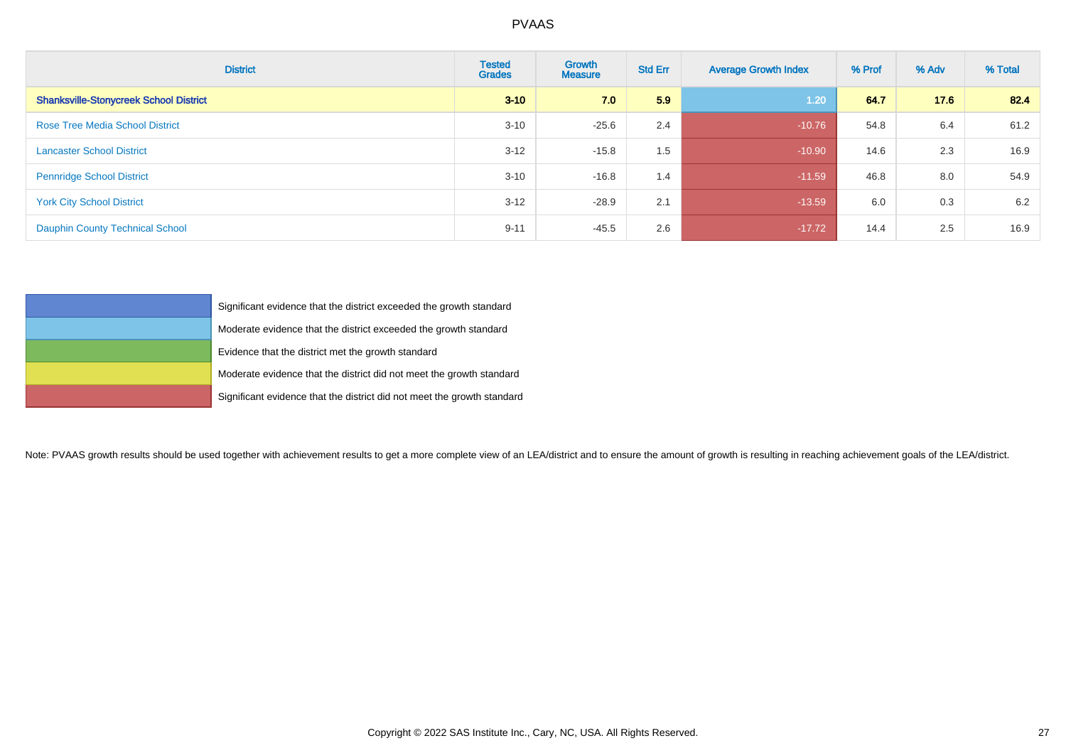# PVAAS

| District | Tested Grades | Growth Measure | Std Err | Average Growth Index | % Prof | % Adv | % Total |
|---|---|---|---|---|---|---|---|
| **Shanksville-Stonycreek School District** | **3-10** | **7.0** | **5.9** | **1.20** | **64.7** | **17.6** | **82.4** |
| Rose Tree Media School District | 3-10 | -25.6 | 2.4 | -10.76 | 54.8 | 6.4 | 61.2 |
| Lancaster School District | 3-12 | -15.8 | 1.5 | -10.90 | 14.6 | 2.3 | 16.9 |
| Pennridge School District | 3-10 | -16.8 | 1.4 | -11.59 | 46.8 | 8.0 | 54.9 |
| York City School District | 3-12 | -28.9 | 2.1 | -13.59 | 6.0 | 0.3 | 6.2 |
| Dauphin County Technical School | 9-11 | -45.5 | 2.6 | -17.72 | 14.4 | 2.5 | 16.9 |

Significant evidence that the district exceeded the growth standard

Moderate evidence that the district exceeded the growth standard

Evidence that the district met the growth standard

Moderate evidence that the district did not meet the growth standard

Significant evidence that the district did not meet the growth standard

Note: PVAAS growth results should be used together with achievement results to get a more complete view of an LEA/district and to ensure the amount of growth is resulting in reaching achievement goals of the LEA/district.

Copyright © 2022 SAS Institute Inc., Cary, NC, USA. All Rights Reserved.